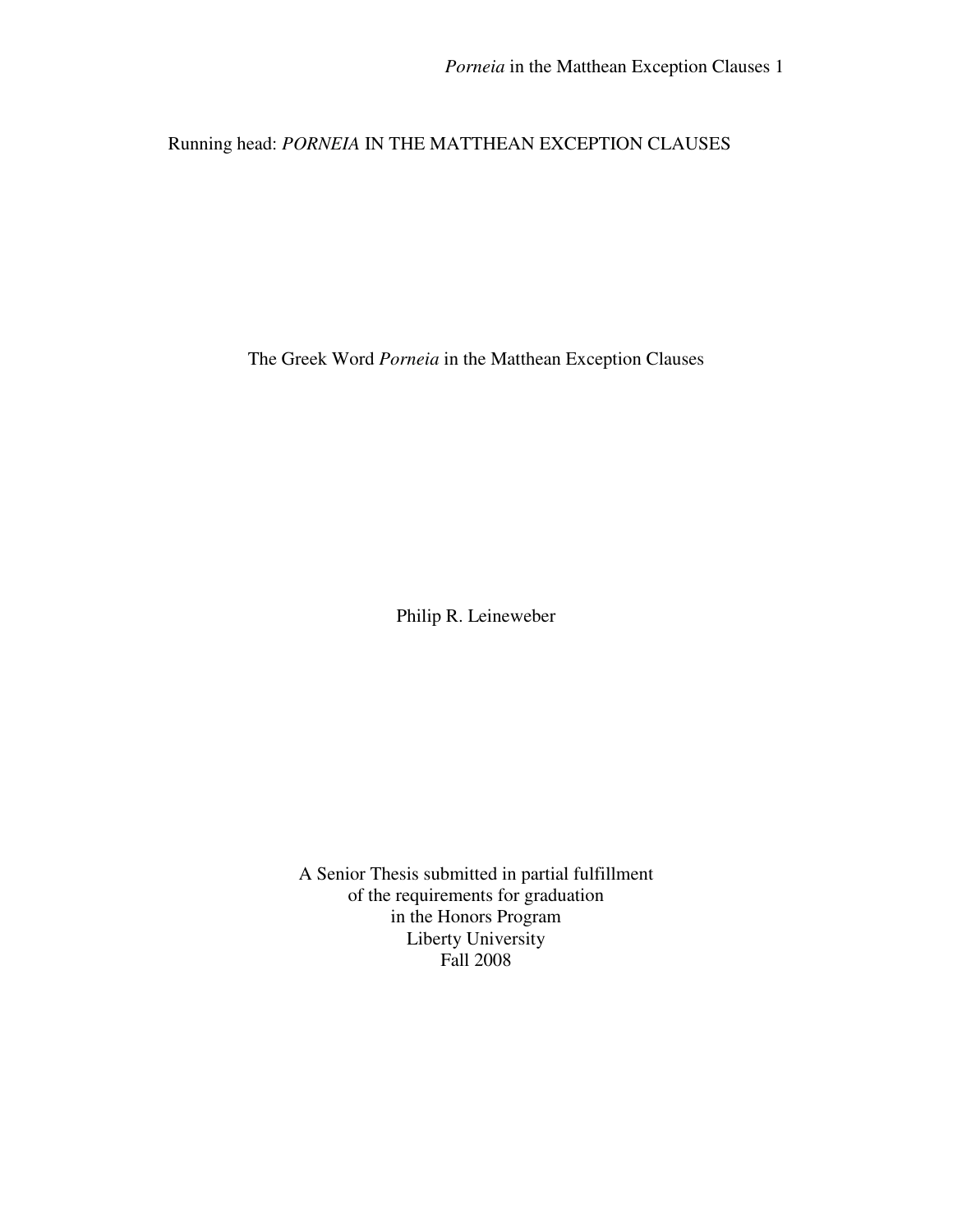Running head: *PORNEIA* IN THE MATTHEAN EXCEPTION CLAUSES

# The Greek Word *Porneia* in the Matthean Exception Clauses

Philip R. Leineweber

A Senior Thesis submitted in partial fulfillment
of the requirements for graduation
in the Honors Program
Liberty University
Fall 2008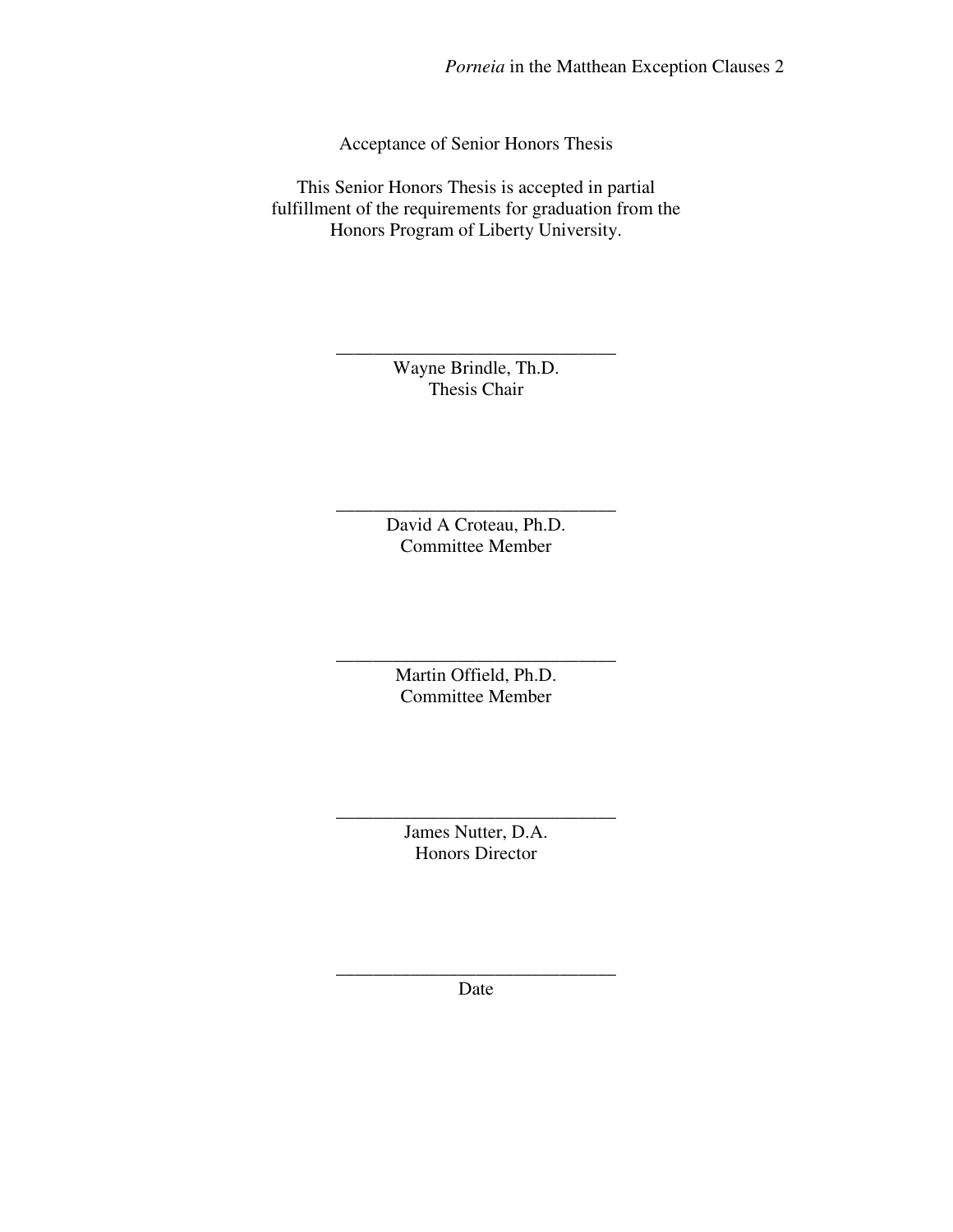Acceptance of Senior Honors Thesis

This Senior Honors Thesis is accepted in partial fulfillment of the requirements for graduation from the Honors Program of Liberty University.

______________________________
Wayne Brindle, Th.D.
Thesis Chair

______________________________
David A Croteau, Ph.D.
Committee Member

______________________________
Martin Offield, Ph.D.
Committee Member

______________________________
James Nutter, D.A.
Honors Director

______________________________
Date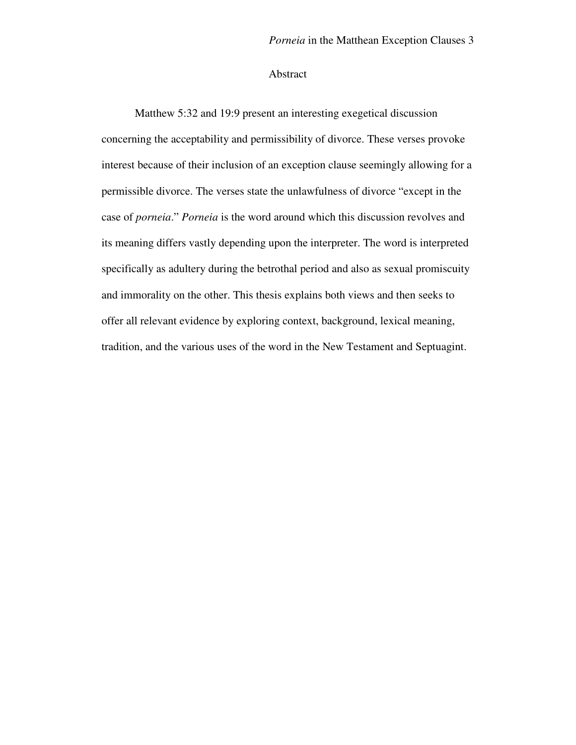## Abstract

Matthew 5:32 and 19:9 present an interesting exegetical discussion concerning the acceptability and permissibility of divorce. These verses provoke interest because of their inclusion of an exception clause seemingly allowing for a permissible divorce. The verses state the unlawfulness of divorce "except in the case of *porneia*." *Porneia* is the word around which this discussion revolves and its meaning differs vastly depending upon the interpreter. The word is interpreted specifically as adultery during the betrothal period and also as sexual promiscuity and immorality on the other. This thesis explains both views and then seeks to offer all relevant evidence by exploring context, background, lexical meaning, tradition, and the various uses of the word in the New Testament and Septuagint.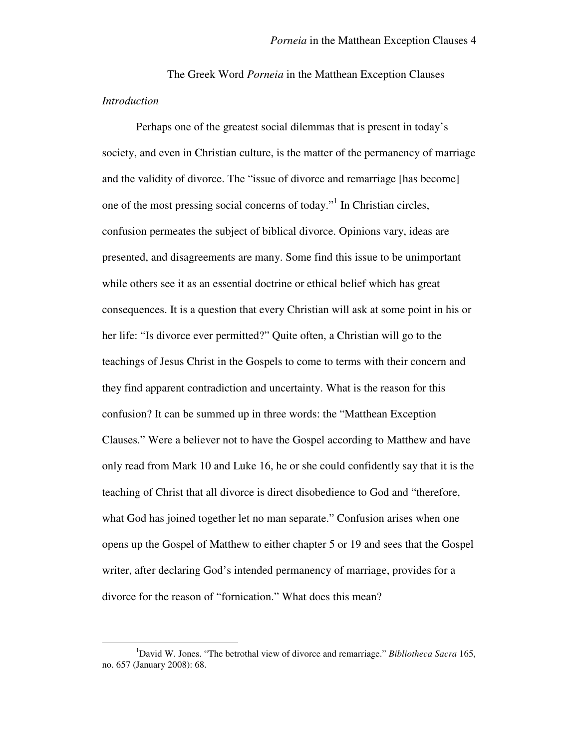# The Greek Word *Porneia* in the Matthean Exception Clauses

## *Introduction*

Perhaps one of the greatest social dilemmas that is present in today's society, and even in Christian culture, is the matter of the permanency of marriage and the validity of divorce. The "issue of divorce and remarriage [has become] one of the most pressing social concerns of today."[1] In Christian circles, confusion permeates the subject of biblical divorce. Opinions vary, ideas are presented, and disagreements are many. Some find this issue to be unimportant while others see it as an essential doctrine or ethical belief which has great consequences. It is a question that every Christian will ask at some point in his or her life: "Is divorce ever permitted?" Quite often, a Christian will go to the teachings of Jesus Christ in the Gospels to come to terms with their concern and they find apparent contradiction and uncertainty. What is the reason for this confusion? It can be summed up in three words: the "Matthean Exception Clauses." Were a believer not to have the Gospel according to Matthew and have only read from Mark 10 and Luke 16, he or she could confidently say that it is the teaching of Christ that all divorce is direct disobedience to God and "therefore, what God has joined together let no man separate." Confusion arises when one opens up the Gospel of Matthew to either chapter 5 or 19 and sees that the Gospel writer, after declaring God's intended permanency of marriage, provides for a divorce for the reason of "fornication." What does this mean?

---

[1] David W. Jones. "The betrothal view of divorce and remarriage." *Bibliotheca Sacra* 165, no. 657 (January 2008): 68.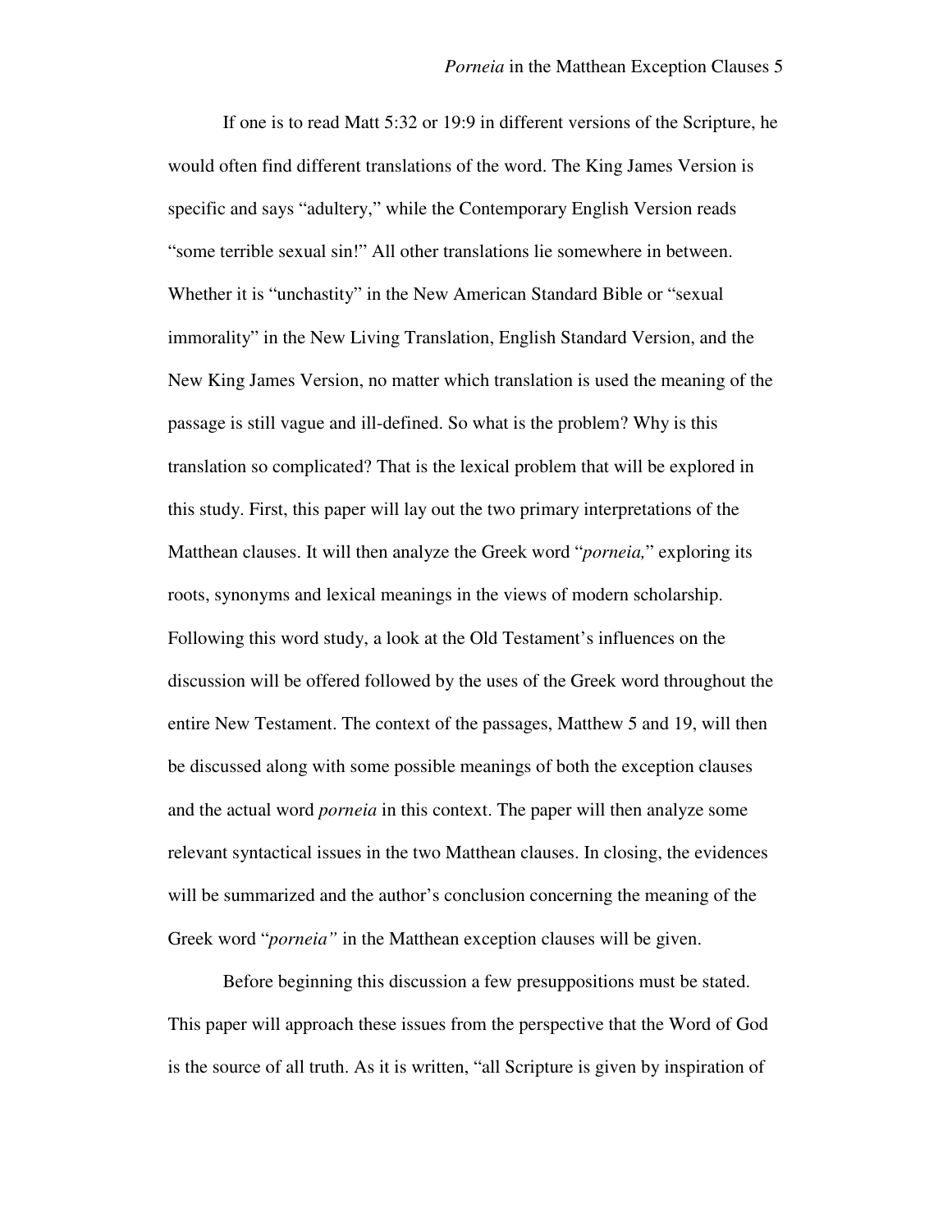If one is to read Matt 5:32 or 19:9 in different versions of the Scripture, he would often find different translations of the word. The King James Version is specific and says "adultery," while the Contemporary English Version reads "some terrible sexual sin!" All other translations lie somewhere in between. Whether it is "unchastity" in the New American Standard Bible or "sexual immorality" in the New Living Translation, English Standard Version, and the New King James Version, no matter which translation is used the meaning of the passage is still vague and ill-defined. So what is the problem? Why is this translation so complicated? That is the lexical problem that will be explored in this study. First, this paper will lay out the two primary interpretations of the Matthean clauses. It will then analyze the Greek word "*porneia,*" exploring its roots, synonyms and lexical meanings in the views of modern scholarship. Following this word study, a look at the Old Testament's influences on the discussion will be offered followed by the uses of the Greek word throughout the entire New Testament. The context of the passages, Matthew 5 and 19, will then be discussed along with some possible meanings of both the exception clauses and the actual word *porneia* in this context. The paper will then analyze some relevant syntactical issues in the two Matthean clauses. In closing, the evidences will be summarized and the author's conclusion concerning the meaning of the Greek word "*porneia"* in the Matthean exception clauses will be given.

Before beginning this discussion a few presuppositions must be stated. This paper will approach these issues from the perspective that the Word of God is the source of all truth. As it is written, "all Scripture is given by inspiration of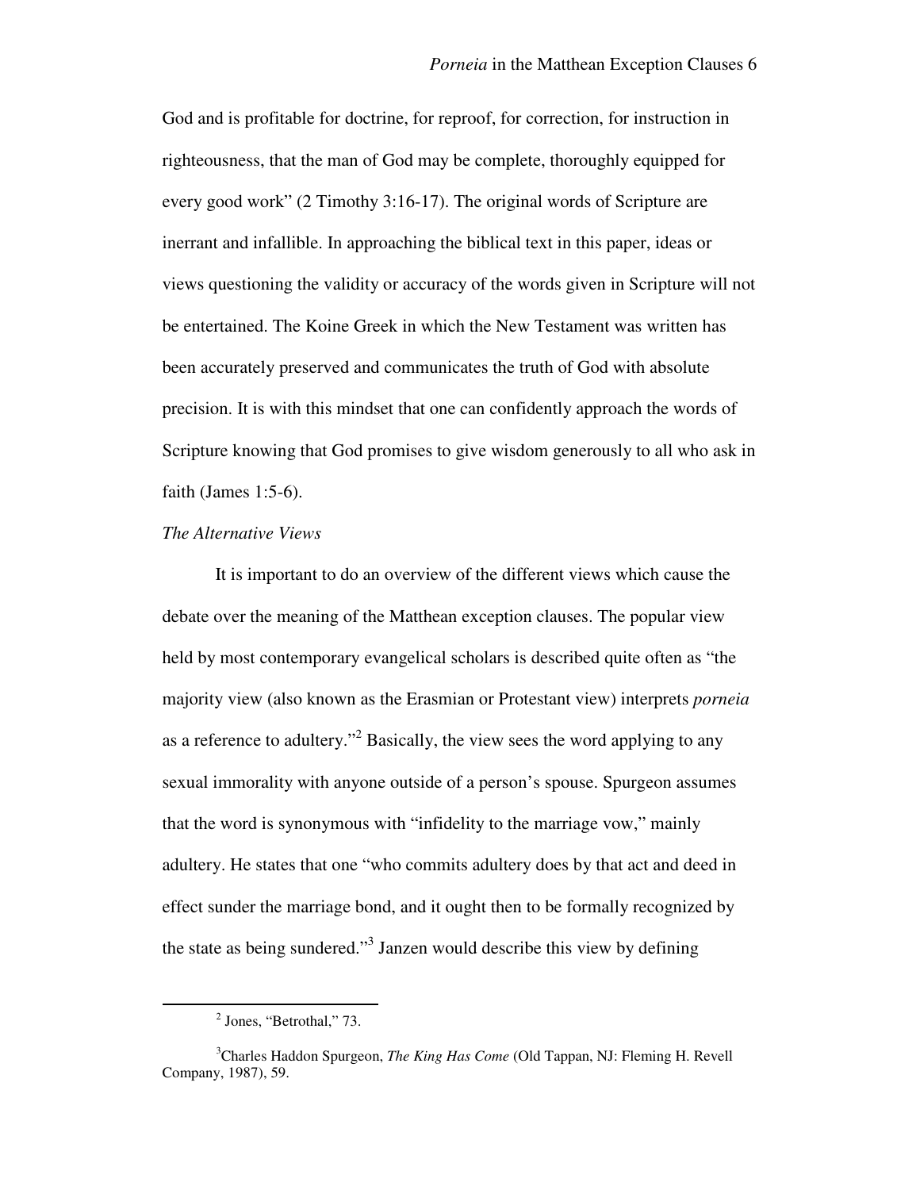God and is profitable for doctrine, for reproof, for correction, for instruction in righteousness, that the man of God may be complete, thoroughly equipped for every good work" (2 Timothy 3:16-17). The original words of Scripture are inerrant and infallible. In approaching the biblical text in this paper, ideas or views questioning the validity or accuracy of the words given in Scripture will not be entertained. The Koine Greek in which the New Testament was written has been accurately preserved and communicates the truth of God with absolute precision. It is with this mindset that one can confidently approach the words of Scripture knowing that God promises to give wisdom generously to all who ask in faith (James 1:5-6).

*The Alternative Views*

It is important to do an overview of the different views which cause the debate over the meaning of the Matthean exception clauses. The popular view held by most contemporary evangelical scholars is described quite often as "the majority view (also known as the Erasmian or Protestant view) interprets *porneia* as a reference to adultery."[2] Basically, the view sees the word applying to any sexual immorality with anyone outside of a person's spouse. Spurgeon assumes that the word is synonymous with "infidelity to the marriage vow," mainly adultery. He states that one "who commits adultery does by that act and deed in effect sunder the marriage bond, and it ought then to be formally recognized by the state as being sundered."[3] Janzen would describe this view by defining

---

[2] Jones, "Betrothal," 73.

[3] Charles Haddon Spurgeon, *The King Has Come* (Old Tappan, NJ: Fleming H. Revell Company, 1987), 59.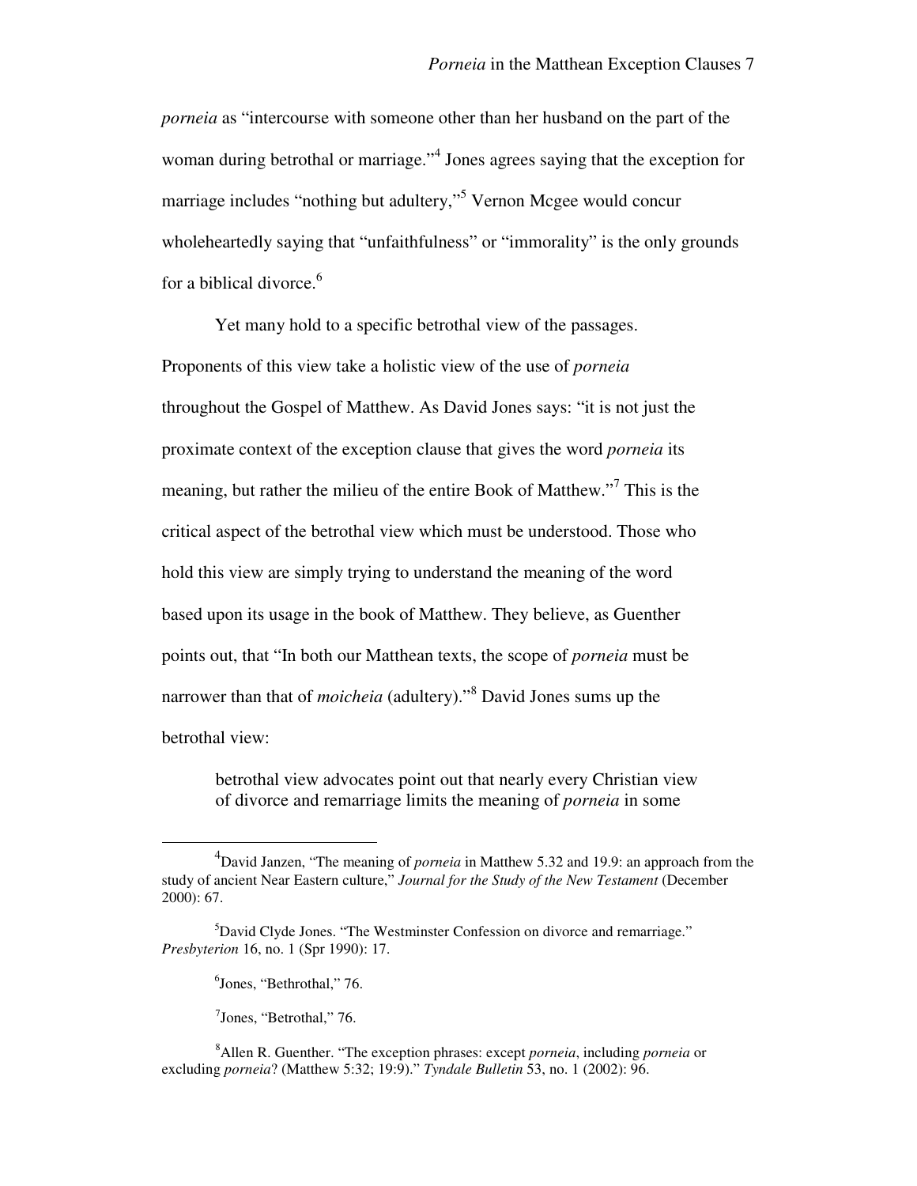*porneia* as "intercourse with someone other than her husband on the part of the woman during betrothal or marriage."[4] Jones agrees saying that the exception for marriage includes "nothing but adultery,"[5] Vernon Mcgee would concur wholeheartedly saying that "unfaithfulness" or "immorality" is the only grounds for a biblical divorce.[6]

Yet many hold to a specific betrothal view of the passages. Proponents of this view take a holistic view of the use of *porneia* throughout the Gospel of Matthew. As David Jones says: "it is not just the proximate context of the exception clause that gives the word *porneia* its meaning, but rather the milieu of the entire Book of Matthew."[7] This is the critical aspect of the betrothal view which must be understood. Those who hold this view are simply trying to understand the meaning of the word based upon its usage in the book of Matthew. They believe, as Guenther points out, that "In both our Matthean texts, the scope of *porneia* must be narrower than that of *moicheia* (adultery)."[8] David Jones sums up the betrothal view:

> betrothal view advocates point out that nearly every Christian view of divorce and remarriage limits the meaning of *porneia* in some

---

[4]David Janzen, "The meaning of *porneia* in Matthew 5.32 and 19.9: an approach from the study of ancient Near Eastern culture," *Journal for the Study of the New Testament* (December 2000): 67.

[5]David Clyde Jones. "The Westminster Confession on divorce and remarriage." *Presbyterion* 16, no. 1 (Spr 1990): 17.

[6]Jones, "Bethrothal," 76.

[7]Jones, "Betrothal," 76.

[8]Allen R. Guenther. "The exception phrases: except *porneia*, including *porneia* or excluding *porneia*? (Matthew 5:32; 19:9)." *Tyndale Bulletin* 53, no. 1 (2002): 96.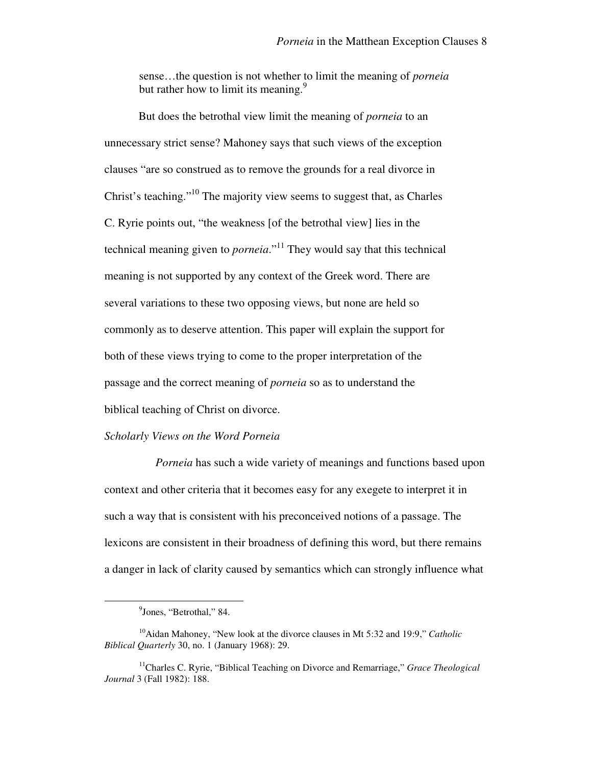> sense…the question is not whether to limit the meaning of *porneia* but rather how to limit its meaning.[9]

But does the betrothal view limit the meaning of *porneia* to an unnecessary strict sense? Mahoney says that such views of the exception clauses "are so construed as to remove the grounds for a real divorce in Christ's teaching."[10] The majority view seems to suggest that, as Charles C. Ryrie points out, "the weakness [of the betrothal view] lies in the technical meaning given to *porneia*."[11] They would say that this technical meaning is not supported by any context of the Greek word. There are several variations to these two opposing views, but none are held so commonly as to deserve attention. This paper will explain the support for both of these views trying to come to the proper interpretation of the passage and the correct meaning of *porneia* so as to understand the biblical teaching of Christ on divorce.

*Scholarly Views on the Word Porneia*

*Porneia* has such a wide variety of meanings and functions based upon context and other criteria that it becomes easy for any exegete to interpret it in such a way that is consistent with his preconceived notions of a passage. The lexicons are consistent in their broadness of defining this word, but there remains a danger in lack of clarity caused by semantics which can strongly influence what

---

[9]Jones, "Betrothal," 84.

[10]Aidan Mahoney, "New look at the divorce clauses in Mt 5:32 and 19:9," *Catholic Biblical Quarterly* 30, no. 1 (January 1968): 29.

[11]Charles C. Ryrie, "Biblical Teaching on Divorce and Remarriage," *Grace Theological Journal* 3 (Fall 1982): 188.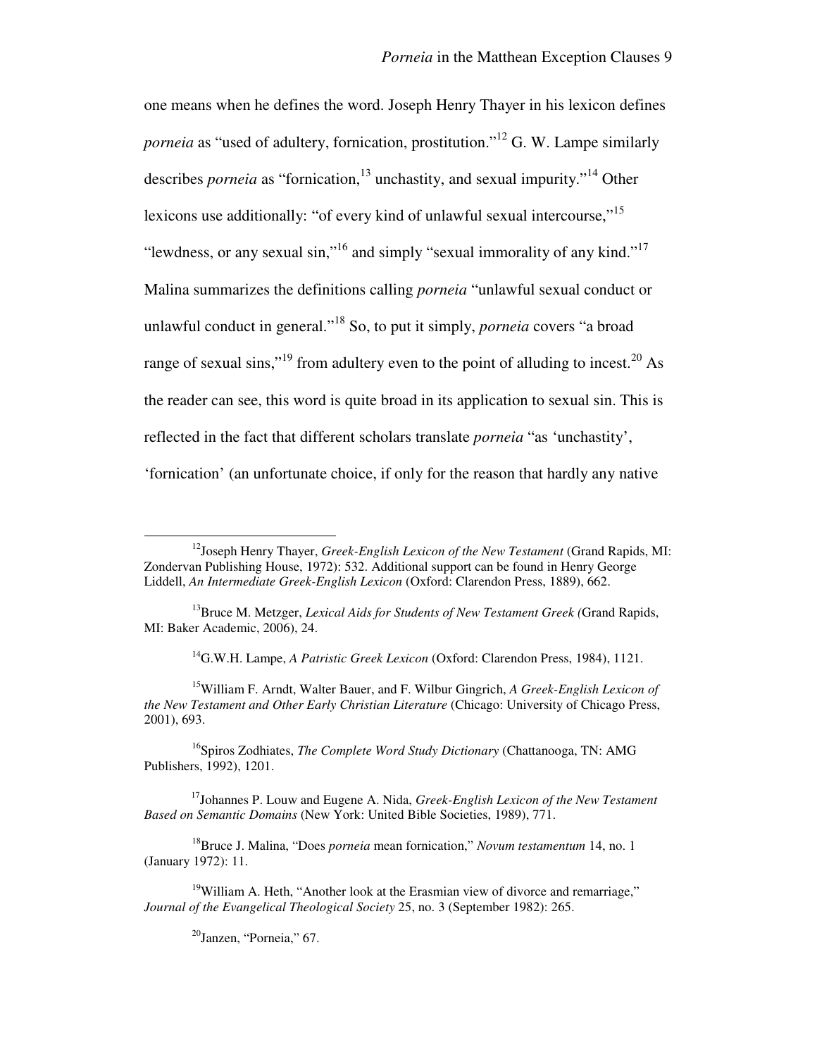one means when he defines the word. Joseph Henry Thayer in his lexicon defines *porneia* as "used of adultery, fornication, prostitution."[12] G. W. Lampe similarly describes *porneia* as "fornication,[13] unchastity, and sexual impurity."[14] Other lexicons use additionally: "of every kind of unlawful sexual intercourse,"[15] "lewdness, or any sexual sin,"[16] and simply "sexual immorality of any kind."[17] Malina summarizes the definitions calling *porneia* "unlawful sexual conduct or unlawful conduct in general."[18] So, to put it simply, *porneia* covers "a broad range of sexual sins,"[19] from adultery even to the point of alluding to incest.[20] As the reader can see, this word is quite broad in its application to sexual sin. This is reflected in the fact that different scholars translate *porneia* "as 'unchastity', 'fornication' (an unfortunate choice, if only for the reason that hardly any native

---

[12]Joseph Henry Thayer, *Greek-English Lexicon of the New Testament* (Grand Rapids, MI: Zondervan Publishing House, 1972): 532. Additional support can be found in Henry George Liddell, *An Intermediate Greek-English Lexicon* (Oxford: Clarendon Press, 1889), 662.

[13]Bruce M. Metzger, *Lexical Aids for Students of New Testament Greek (*Grand Rapids, MI: Baker Academic, 2006), 24.

[14]G.W.H. Lampe, *A Patristic Greek Lexicon* (Oxford: Clarendon Press, 1984), 1121.

[15]William F. Arndt, Walter Bauer, and F. Wilbur Gingrich, *A Greek-English Lexicon of the New Testament and Other Early Christian Literature* (Chicago: University of Chicago Press, 2001), 693.

[16]Spiros Zodhiates, *The Complete Word Study Dictionary* (Chattanooga, TN: AMG Publishers, 1992), 1201.

[17]Johannes P. Louw and Eugene A. Nida, *Greek-English Lexicon of the New Testament Based on Semantic Domains* (New York: United Bible Societies, 1989), 771.

[18]Bruce J. Malina, "Does *porneia* mean fornication," *Novum testamentum* 14, no. 1 (January 1972): 11.

[19]William A. Heth, "Another look at the Erasmian view of divorce and remarriage," *Journal of the Evangelical Theological Society* 25, no. 3 (September 1982): 265.

[20]Janzen, "Porneia," 67.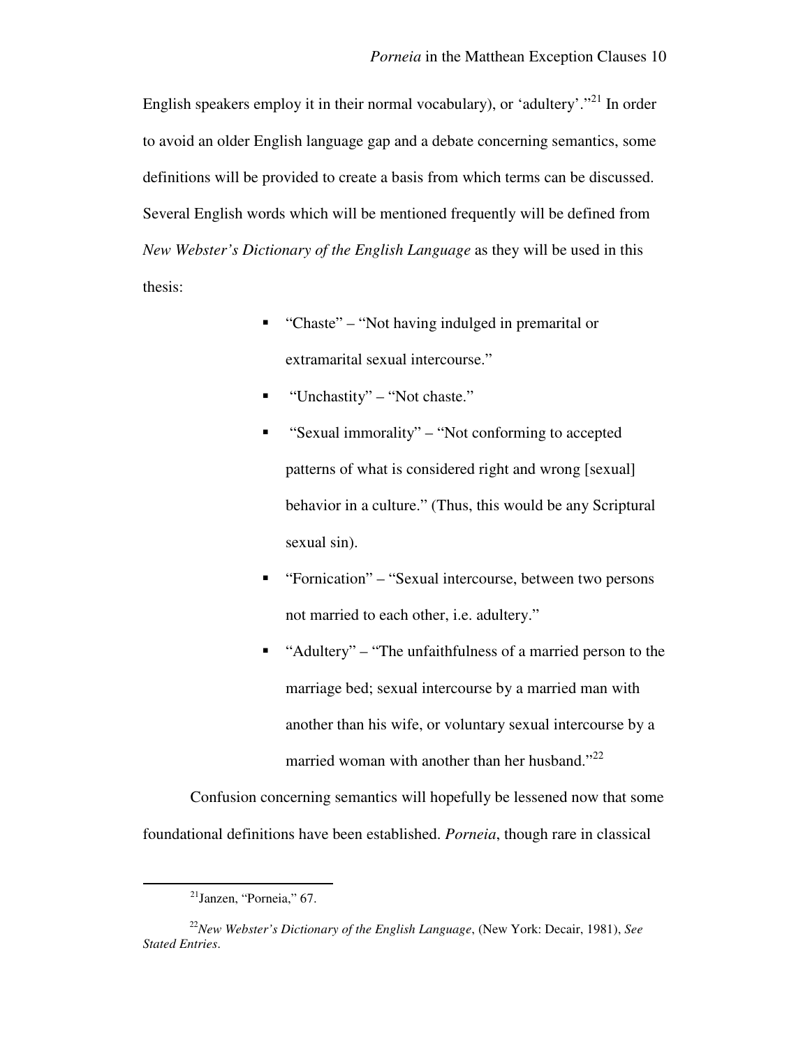English speakers employ it in their normal vocabulary), or 'adultery'."[21] In order to avoid an older English language gap and a debate concerning semantics, some definitions will be provided to create a basis from which terms can be discussed. Several English words which will be mentioned frequently will be defined from *New Webster's Dictionary of the English Language* as they will be used in this thesis:

- "Chaste" – "Not having indulged in premarital or extramarital sexual intercourse."
- "Unchastity" – "Not chaste."
- "Sexual immorality" – "Not conforming to accepted patterns of what is considered right and wrong [sexual] behavior in a culture." (Thus, this would be any Scriptural sexual sin).
- "Fornication" – "Sexual intercourse, between two persons not married to each other, i.e. adultery."
- "Adultery" – "The unfaithfulness of a married person to the marriage bed; sexual intercourse by a married man with another than his wife, or voluntary sexual intercourse by a married woman with another than her husband."[22]

Confusion concerning semantics will hopefully be lessened now that some foundational definitions have been established. *Porneia*, though rare in classical

---

[21]Janzen, "Porneia," 67.

[22]*New Webster's Dictionary of the English Language*, (New York: Decair, 1981), *See Stated Entries*.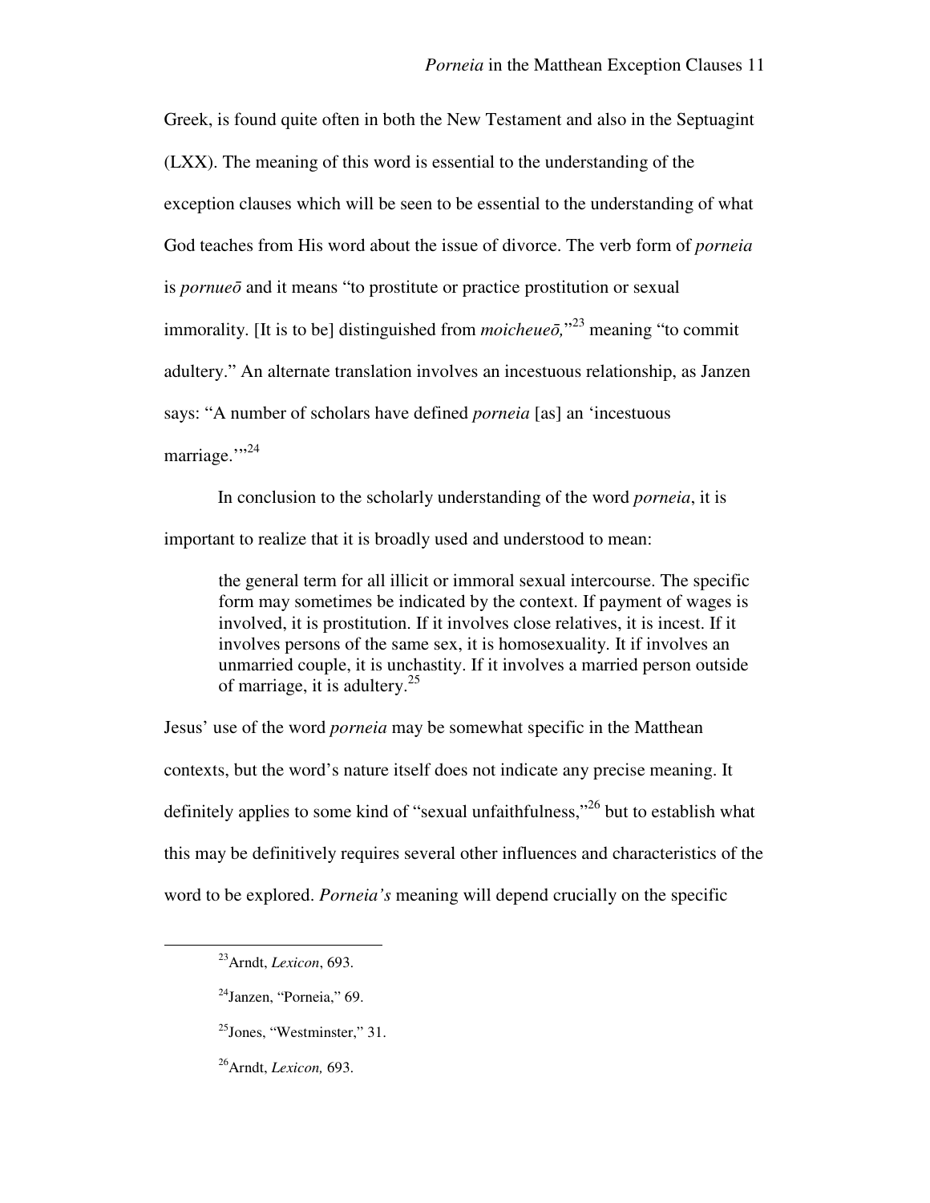Greek, is found quite often in both the New Testament and also in the Septuagint (LXX). The meaning of this word is essential to the understanding of the exception clauses which will be seen to be essential to the understanding of what God teaches from His word about the issue of divorce. The verb form of *porneia* is *pornueō* and it means "to prostitute or practice prostitution or sexual immorality. [It is to be] distinguished from *moicheueō,*"[23] meaning "to commit adultery." An alternate translation involves an incestuous relationship, as Janzen says: "A number of scholars have defined *porneia* [as] an 'incestuous marriage.'"[24]

In conclusion to the scholarly understanding of the word *porneia*, it is important to realize that it is broadly used and understood to mean:

> the general term for all illicit or immoral sexual intercourse. The specific form may sometimes be indicated by the context. If payment of wages is involved, it is prostitution. If it involves close relatives, it is incest. If it involves persons of the same sex, it is homosexuality. It if involves an unmarried couple, it is unchastity. If it involves a married person outside of marriage, it is adultery.[25]

Jesus' use of the word *porneia* may be somewhat specific in the Matthean contexts, but the word's nature itself does not indicate any precise meaning. It definitely applies to some kind of "sexual unfaithfulness,"[26] but to establish what this may be definitively requires several other influences and characteristics of the word to be explored. *Porneia's* meaning will depend crucially on the specific

---

[23] Arndt, *Lexicon*, 693.

[24] Janzen, "Porneia," 69.

[25] Jones, "Westminster," 31.

[26] Arndt, *Lexicon,* 693.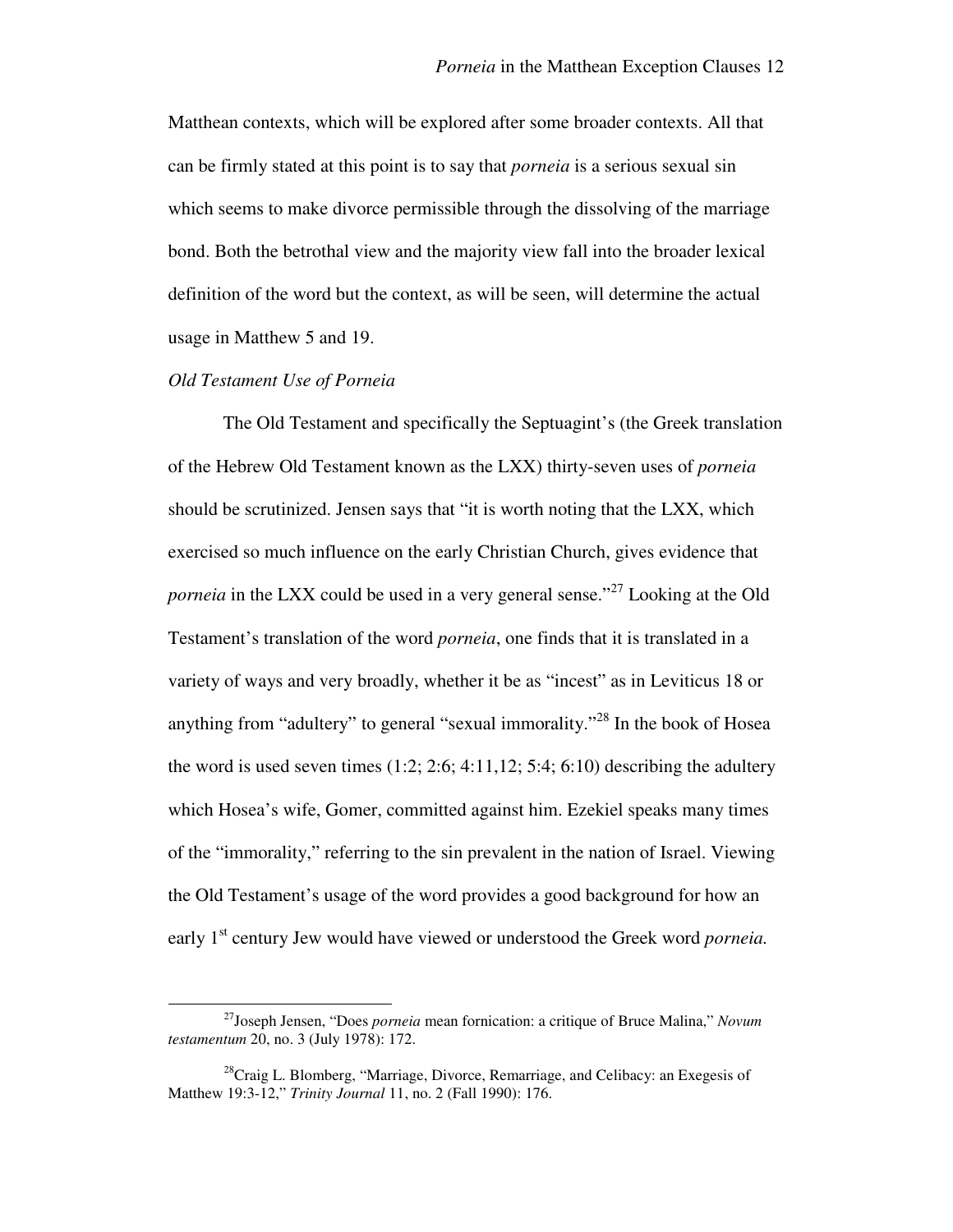Matthean contexts, which will be explored after some broader contexts. All that can be firmly stated at this point is to say that *porneia* is a serious sexual sin which seems to make divorce permissible through the dissolving of the marriage bond. Both the betrothal view and the majority view fall into the broader lexical definition of the word but the context, as will be seen, will determine the actual usage in Matthew 5 and 19.

### *Old Testament Use of Porneia*

The Old Testament and specifically the Septuagint's (the Greek translation of the Hebrew Old Testament known as the LXX) thirty-seven uses of *porneia* should be scrutinized. Jensen says that "it is worth noting that the LXX, which exercised so much influence on the early Christian Church, gives evidence that *porneia* in the LXX could be used in a very general sense."[27] Looking at the Old Testament's translation of the word *porneia*, one finds that it is translated in a variety of ways and very broadly, whether it be as "incest" as in Leviticus 18 or anything from "adultery" to general "sexual immorality."[28] In the book of Hosea the word is used seven times (1:2; 2:6; 4:11,12; 5:4; 6:10) describing the adultery which Hosea's wife, Gomer, committed against him. Ezekiel speaks many times of the "immorality," referring to the sin prevalent in the nation of Israel. Viewing the Old Testament's usage of the word provides a good background for how an early 1st century Jew would have viewed or understood the Greek word *porneia.*

---

[27] Joseph Jensen, "Does *porneia* mean fornication: a critique of Bruce Malina," *Novum testamentum* 20, no. 3 (July 1978): 172.

[28] Craig L. Blomberg, "Marriage, Divorce, Remarriage, and Celibacy: an Exegesis of Matthew 19:3-12," *Trinity Journal* 11, no. 2 (Fall 1990): 176.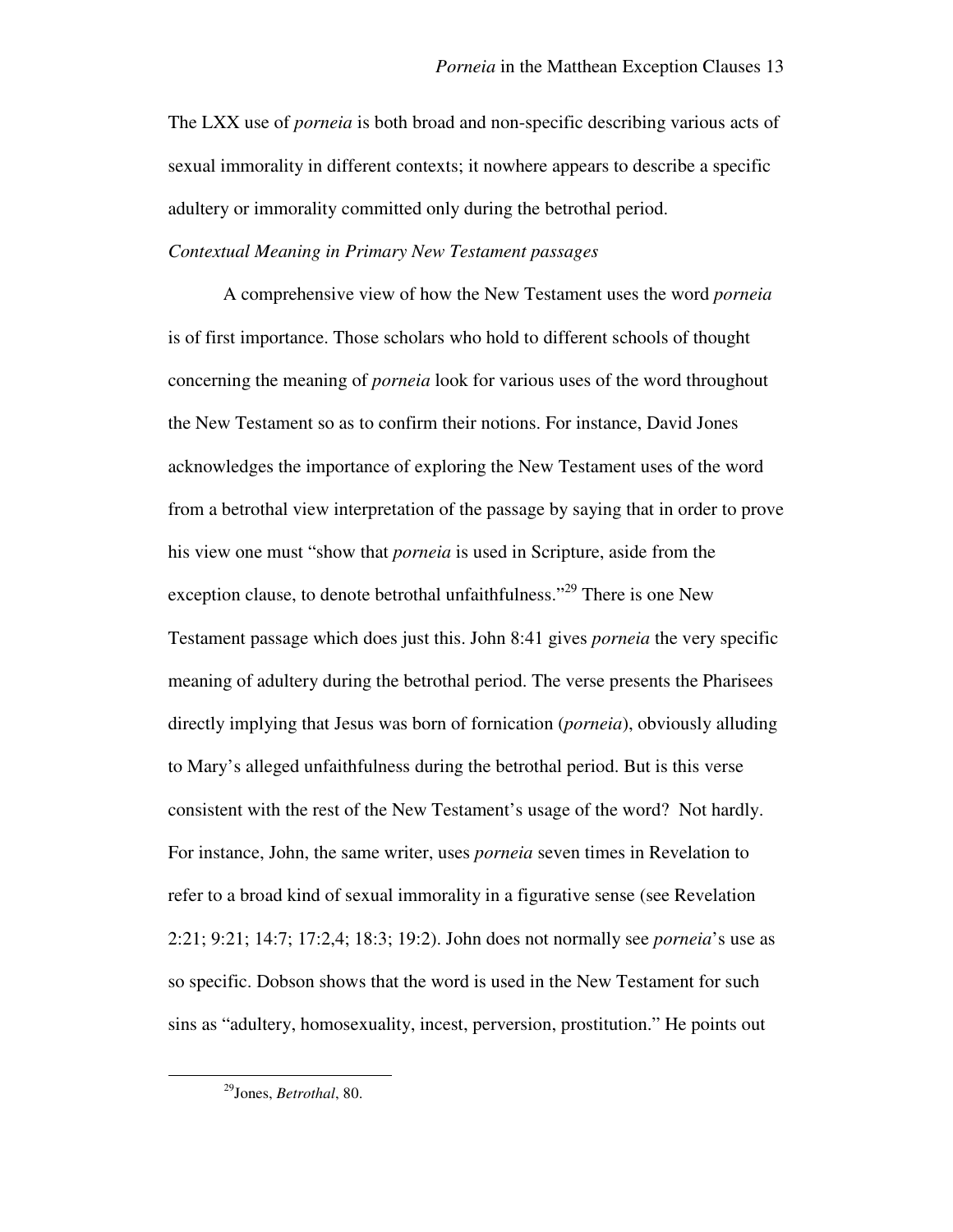The LXX use of *porneia* is both broad and non-specific describing various acts of sexual immorality in different contexts; it nowhere appears to describe a specific adultery or immorality committed only during the betrothal period.

*Contextual Meaning in Primary New Testament passages*

A comprehensive view of how the New Testament uses the word *porneia* is of first importance. Those scholars who hold to different schools of thought concerning the meaning of *porneia* look for various uses of the word throughout the New Testament so as to confirm their notions. For instance, David Jones acknowledges the importance of exploring the New Testament uses of the word from a betrothal view interpretation of the passage by saying that in order to prove his view one must "show that *porneia* is used in Scripture, aside from the exception clause, to denote betrothal unfaithfulness."[29] There is one New Testament passage which does just this. John 8:41 gives *porneia* the very specific meaning of adultery during the betrothal period. The verse presents the Pharisees directly implying that Jesus was born of fornication (*porneia*), obviously alluding to Mary's alleged unfaithfulness during the betrothal period. But is this verse consistent with the rest of the New Testament's usage of the word? Not hardly. For instance, John, the same writer, uses *porneia* seven times in Revelation to refer to a broad kind of sexual immorality in a figurative sense (see Revelation 2:21; 9:21; 14:7; 17:2,4; 18:3; 19:2). John does not normally see *porneia*'s use as so specific. Dobson shows that the word is used in the New Testament for such sins as "adultery, homosexuality, incest, perversion, prostitution." He points out

[29] Jones, *Betrothal*, 80.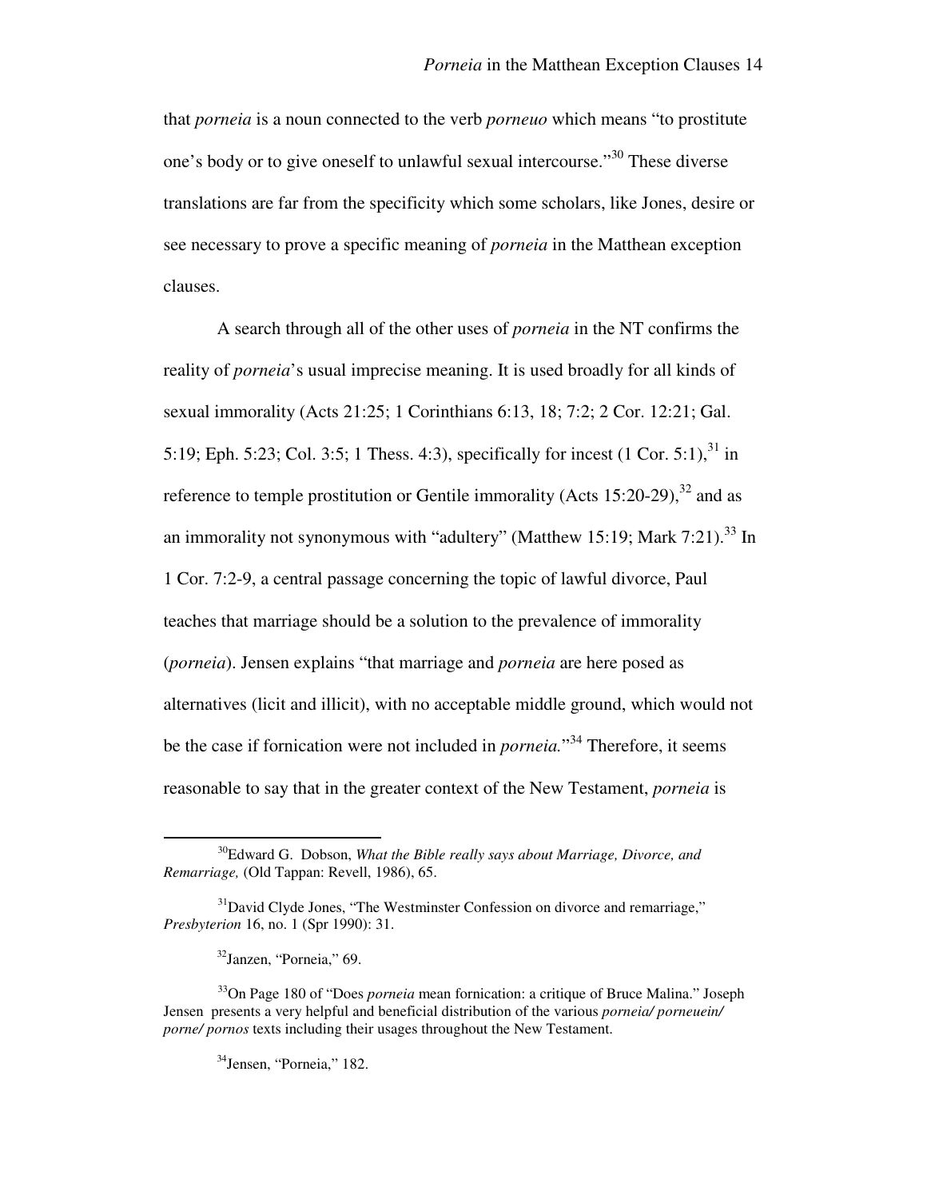that *porneia* is a noun connected to the verb *porneuo* which means "to prostitute one's body or to give oneself to unlawful sexual intercourse."[30] These diverse translations are far from the specificity which some scholars, like Jones, desire or see necessary to prove a specific meaning of *porneia* in the Matthean exception clauses.

A search through all of the other uses of *porneia* in the NT confirms the reality of *porneia*'s usual imprecise meaning. It is used broadly for all kinds of sexual immorality (Acts 21:25; 1 Corinthians 6:13, 18; 7:2; 2 Cor. 12:21; Gal. 5:19; Eph. 5:23; Col. 3:5; 1 Thess. 4:3), specifically for incest (1 Cor. 5:1),[31] in reference to temple prostitution or Gentile immorality (Acts 15:20-29),[32] and as an immorality not synonymous with "adultery" (Matthew 15:19; Mark 7:21).[33] In 1 Cor. 7:2-9, a central passage concerning the topic of lawful divorce, Paul teaches that marriage should be a solution to the prevalence of immorality (*porneia*). Jensen explains "that marriage and *porneia* are here posed as alternatives (licit and illicit), with no acceptable middle ground, which would not be the case if fornication were not included in *porneia.*"[34] Therefore, it seems reasonable to say that in the greater context of the New Testament, *porneia* is

---

[30] Edward G. Dobson, *What the Bible really says about Marriage, Divorce, and Remarriage,* (Old Tappan: Revell, 1986), 65.

[31] David Clyde Jones, "The Westminster Confession on divorce and remarriage," *Presbyterion* 16, no. 1 (Spr 1990): 31.

[32] Janzen, "Porneia," 69.

[33] On Page 180 of "Does *porneia* mean fornication: a critique of Bruce Malina." Joseph Jensen presents a very helpful and beneficial distribution of the various *porneia/ porneuein/ porne/ pornos* texts including their usages throughout the New Testament.

[34] Jensen, "Porneia," 182.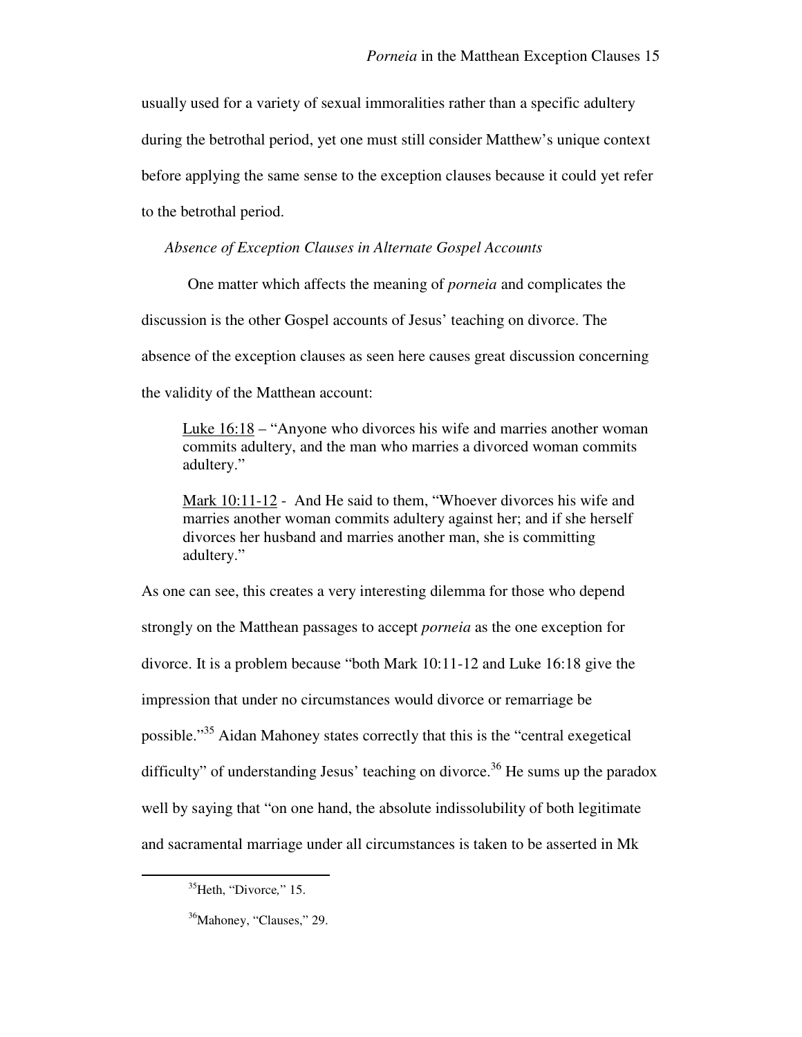usually used for a variety of sexual immoralities rather than a specific adultery during the betrothal period, yet one must still consider Matthew's unique context before applying the same sense to the exception clauses because it could yet refer to the betrothal period.

### *Absence of Exception Clauses in Alternate Gospel Accounts*

One matter which affects the meaning of *porneia* and complicates the discussion is the other Gospel accounts of Jesus' teaching on divorce. The absence of the exception clauses as seen here causes great discussion concerning the validity of the Matthean account:

> <u>Luke 16:18</u> – "Anyone who divorces his wife and marries another woman commits adultery, and the man who marries a divorced woman commits adultery."
>
> <u>Mark 10:11-12</u> - And He said to them, "Whoever divorces his wife and marries another woman commits adultery against her; and if she herself divorces her husband and marries another man, she is committing adultery."

As one can see, this creates a very interesting dilemma for those who depend strongly on the Matthean passages to accept *porneia* as the one exception for divorce. It is a problem because "both Mark 10:11-12 and Luke 16:18 give the impression that under no circumstances would divorce or remarriage be possible."[35] Aidan Mahoney states correctly that this is the "central exegetical difficulty" of understanding Jesus' teaching on divorce.[36] He sums up the paradox well by saying that "on one hand, the absolute indissolubility of both legitimate and sacramental marriage under all circumstances is taken to be asserted in Mk

---

[35] Heth, "Divorce," 15.

[36] Mahoney, "Clauses," 29.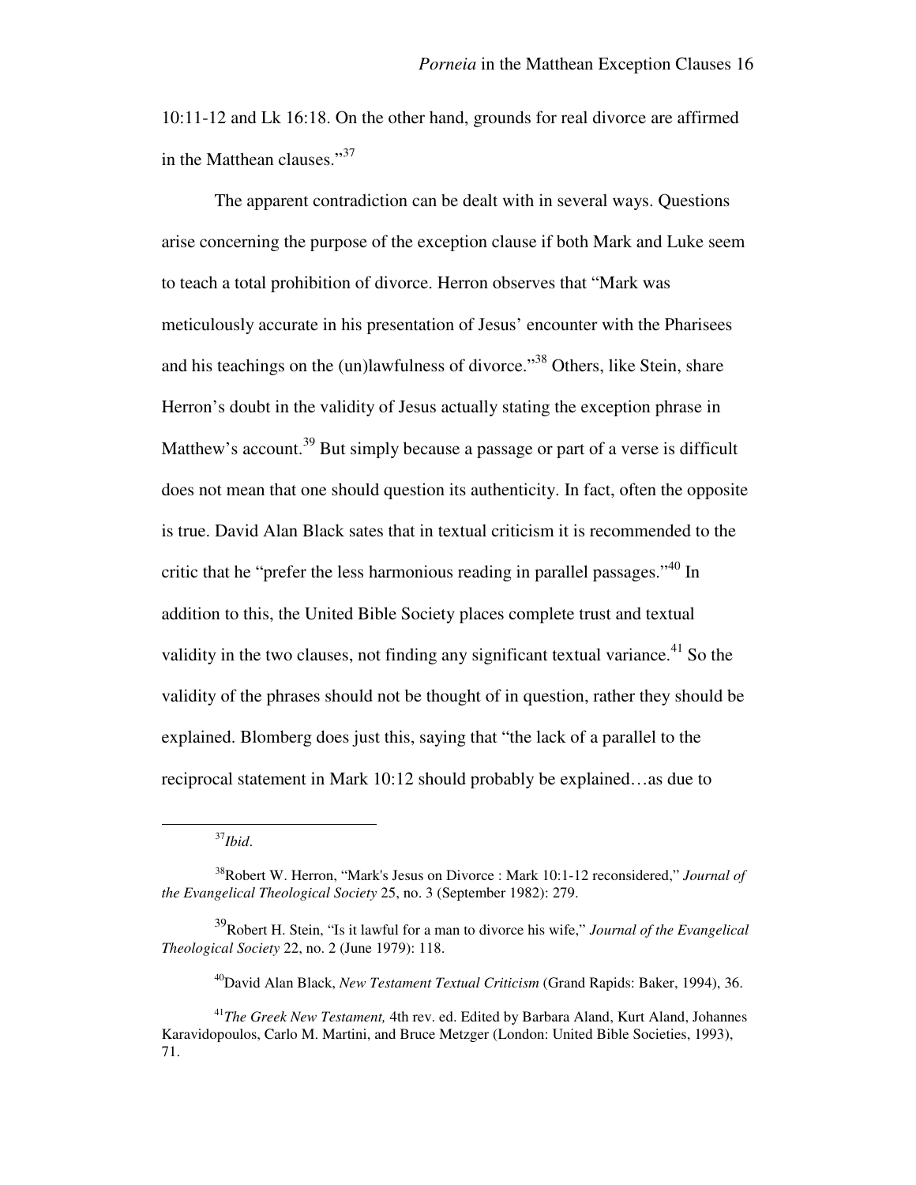10:11-12 and Lk 16:18. On the other hand, grounds for real divorce are affirmed in the Matthean clauses."[37]

The apparent contradiction can be dealt with in several ways. Questions arise concerning the purpose of the exception clause if both Mark and Luke seem to teach a total prohibition of divorce. Herron observes that "Mark was meticulously accurate in his presentation of Jesus' encounter with the Pharisees and his teachings on the (un)lawfulness of divorce."[38] Others, like Stein, share Herron's doubt in the validity of Jesus actually stating the exception phrase in Matthew's account.[39] But simply because a passage or part of a verse is difficult does not mean that one should question its authenticity. In fact, often the opposite is true. David Alan Black sates that in textual criticism it is recommended to the critic that he "prefer the less harmonious reading in parallel passages."[40] In addition to this, the United Bible Society places complete trust and textual validity in the two clauses, not finding any significant textual variance.[41] So the validity of the phrases should not be thought of in question, rather they should be explained. Blomberg does just this, saying that "the lack of a parallel to the reciprocal statement in Mark 10:12 should probably be explained…as due to

---

[37] *Ibid.*

[38] Robert W. Herron, "Mark's Jesus on Divorce : Mark 10:1-12 reconsidered," *Journal of the Evangelical Theological Society* 25, no. 3 (September 1982): 279.

[39] Robert H. Stein, "Is it lawful for a man to divorce his wife," *Journal of the Evangelical Theological Society* 22, no. 2 (June 1979): 118.

[40] David Alan Black, *New Testament Textual Criticism* (Grand Rapids: Baker, 1994), 36.

[41] *The Greek New Testament,* 4th rev. ed. Edited by Barbara Aland, Kurt Aland, Johannes Karavidopoulos, Carlo M. Martini, and Bruce Metzger (London: United Bible Societies, 1993), 71.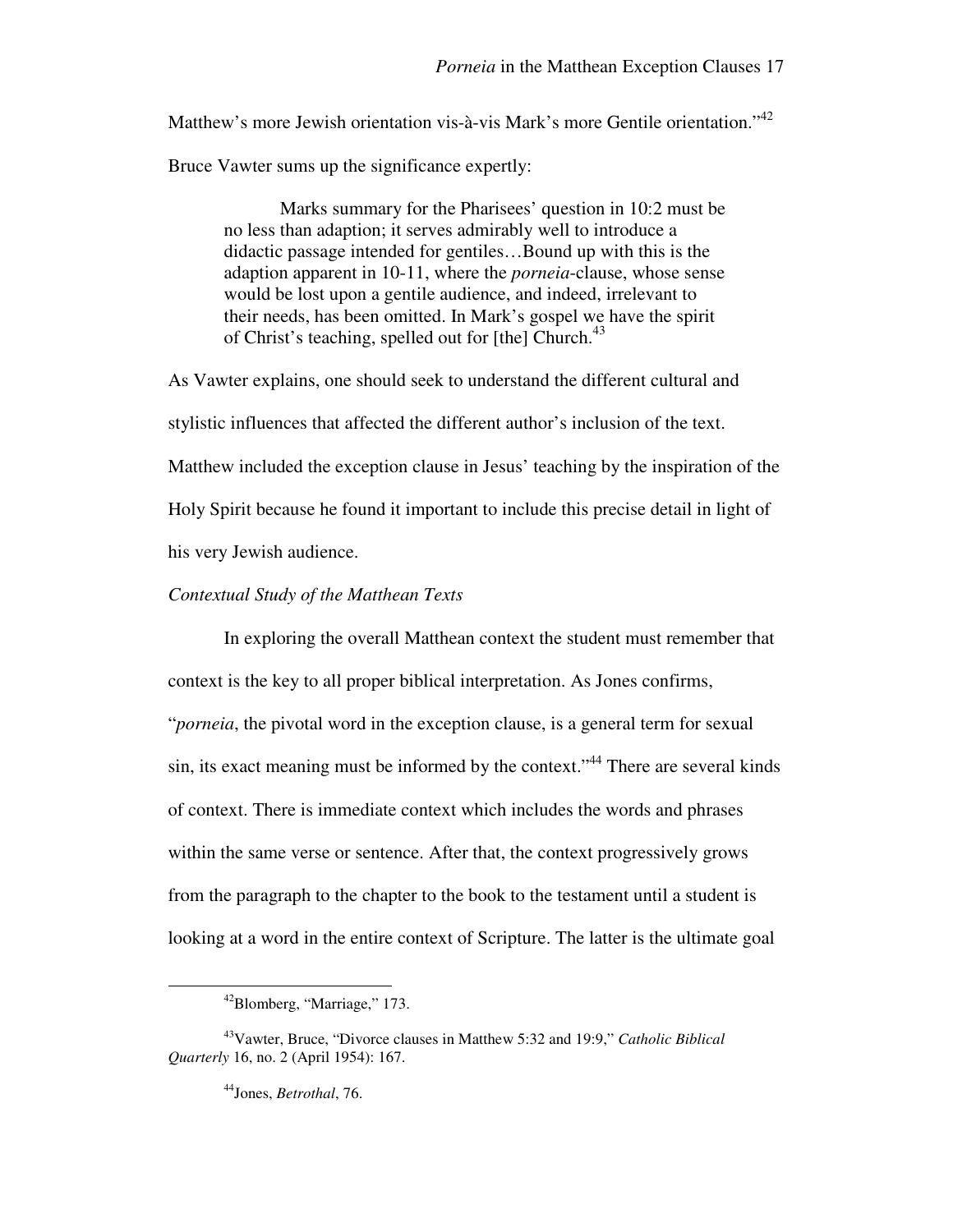Matthew's more Jewish orientation vis-à-vis Mark's more Gentile orientation."[42] Bruce Vawter sums up the significance expertly:

> Marks summary for the Pharisees' question in 10:2 must be no less than adaption; it serves admirably well to introduce a didactic passage intended for gentiles…Bound up with this is the adaption apparent in 10-11, where the *porneia*-clause, whose sense would be lost upon a gentile audience, and indeed, irrelevant to their needs, has been omitted. In Mark's gospel we have the spirit of Christ's teaching, spelled out for [the] Church.[43]

As Vawter explains, one should seek to understand the different cultural and stylistic influences that affected the different author's inclusion of the text. Matthew included the exception clause in Jesus' teaching by the inspiration of the Holy Spirit because he found it important to include this precise detail in light of his very Jewish audience.

*Contextual Study of the Matthean Texts*

In exploring the overall Matthean context the student must remember that context is the key to all proper biblical interpretation. As Jones confirms, "*porneia*, the pivotal word in the exception clause, is a general term for sexual sin, its exact meaning must be informed by the context."[44] There are several kinds of context. There is immediate context which includes the words and phrases within the same verse or sentence. After that, the context progressively grows from the paragraph to the chapter to the book to the testament until a student is looking at a word in the entire context of Scripture. The latter is the ultimate goal

---

[42] Blomberg, "Marriage," 173.

[43] Vawter, Bruce, "Divorce clauses in Matthew 5:32 and 19:9," *Catholic Biblical Quarterly* 16, no. 2 (April 1954): 167.

[44] Jones, *Betrothal*, 76.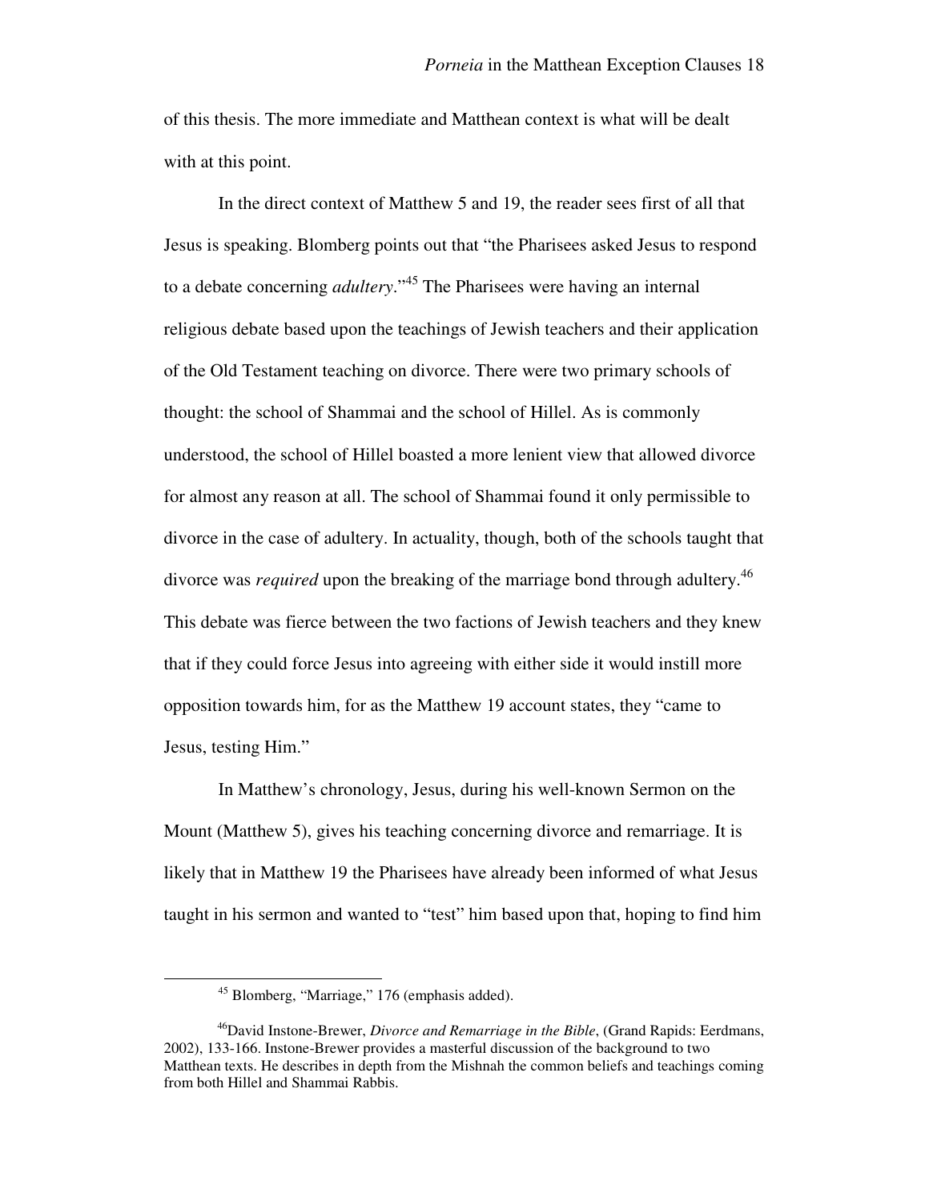of this thesis. The more immediate and Matthean context is what will be dealt with at this point.

In the direct context of Matthew 5 and 19, the reader sees first of all that Jesus is speaking. Blomberg points out that "the Pharisees asked Jesus to respond to a debate concerning *adultery*."[45] The Pharisees were having an internal religious debate based upon the teachings of Jewish teachers and their application of the Old Testament teaching on divorce. There were two primary schools of thought: the school of Shammai and the school of Hillel. As is commonly understood, the school of Hillel boasted a more lenient view that allowed divorce for almost any reason at all. The school of Shammai found it only permissible to divorce in the case of adultery. In actuality, though, both of the schools taught that divorce was *required* upon the breaking of the marriage bond through adultery.[46] This debate was fierce between the two factions of Jewish teachers and they knew that if they could force Jesus into agreeing with either side it would instill more opposition towards him, for as the Matthew 19 account states, they "came to Jesus, testing Him."

In Matthew's chronology, Jesus, during his well-known Sermon on the Mount (Matthew 5), gives his teaching concerning divorce and remarriage. It is likely that in Matthew 19 the Pharisees have already been informed of what Jesus taught in his sermon and wanted to "test" him based upon that, hoping to find him

---

[45] Blomberg, "Marriage," 176 (emphasis added).

[46] David Instone-Brewer, *Divorce and Remarriage in the Bible*, (Grand Rapids: Eerdmans, 2002), 133-166. Instone-Brewer provides a masterful discussion of the background to two Matthean texts. He describes in depth from the Mishnah the common beliefs and teachings coming from both Hillel and Shammai Rabbis.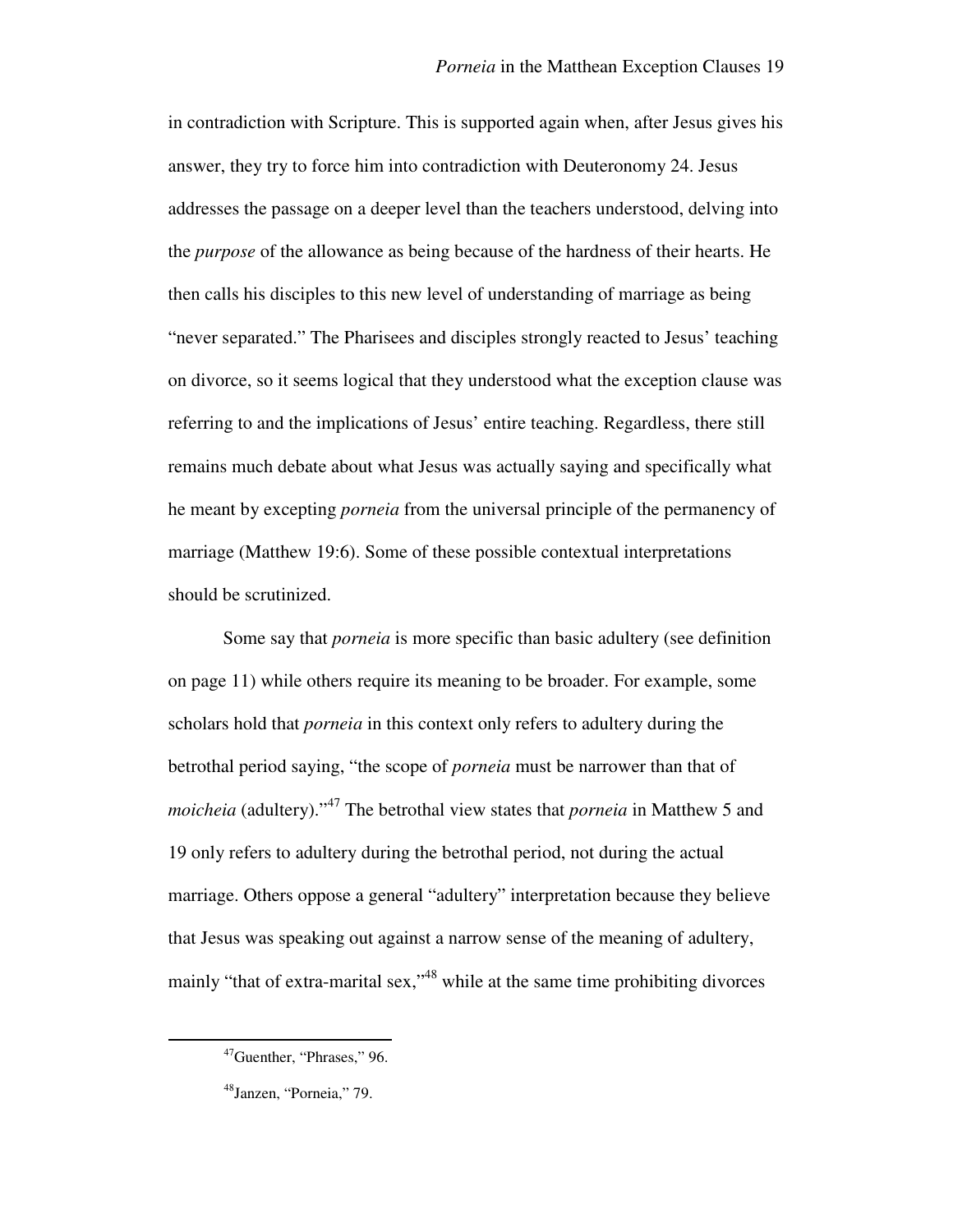in contradiction with Scripture. This is supported again when, after Jesus gives his answer, they try to force him into contradiction with Deuteronomy 24. Jesus addresses the passage on a deeper level than the teachers understood, delving into the *purpose* of the allowance as being because of the hardness of their hearts. He then calls his disciples to this new level of understanding of marriage as being "never separated." The Pharisees and disciples strongly reacted to Jesus' teaching on divorce, so it seems logical that they understood what the exception clause was referring to and the implications of Jesus' entire teaching. Regardless, there still remains much debate about what Jesus was actually saying and specifically what he meant by excepting *porneia* from the universal principle of the permanency of marriage (Matthew 19:6). Some of these possible contextual interpretations should be scrutinized.

Some say that *porneia* is more specific than basic adultery (see definition on page 11) while others require its meaning to be broader. For example, some scholars hold that *porneia* in this context only refers to adultery during the betrothal period saying, "the scope of *porneia* must be narrower than that of *moicheia* (adultery)."[47] The betrothal view states that *porneia* in Matthew 5 and 19 only refers to adultery during the betrothal period, not during the actual marriage. Others oppose a general "adultery" interpretation because they believe that Jesus was speaking out against a narrow sense of the meaning of adultery, mainly "that of extra-marital sex,"[48] while at the same time prohibiting divorces

---

[47]Guenther, "Phrases," 96.

[48]Janzen, "Porneia," 79.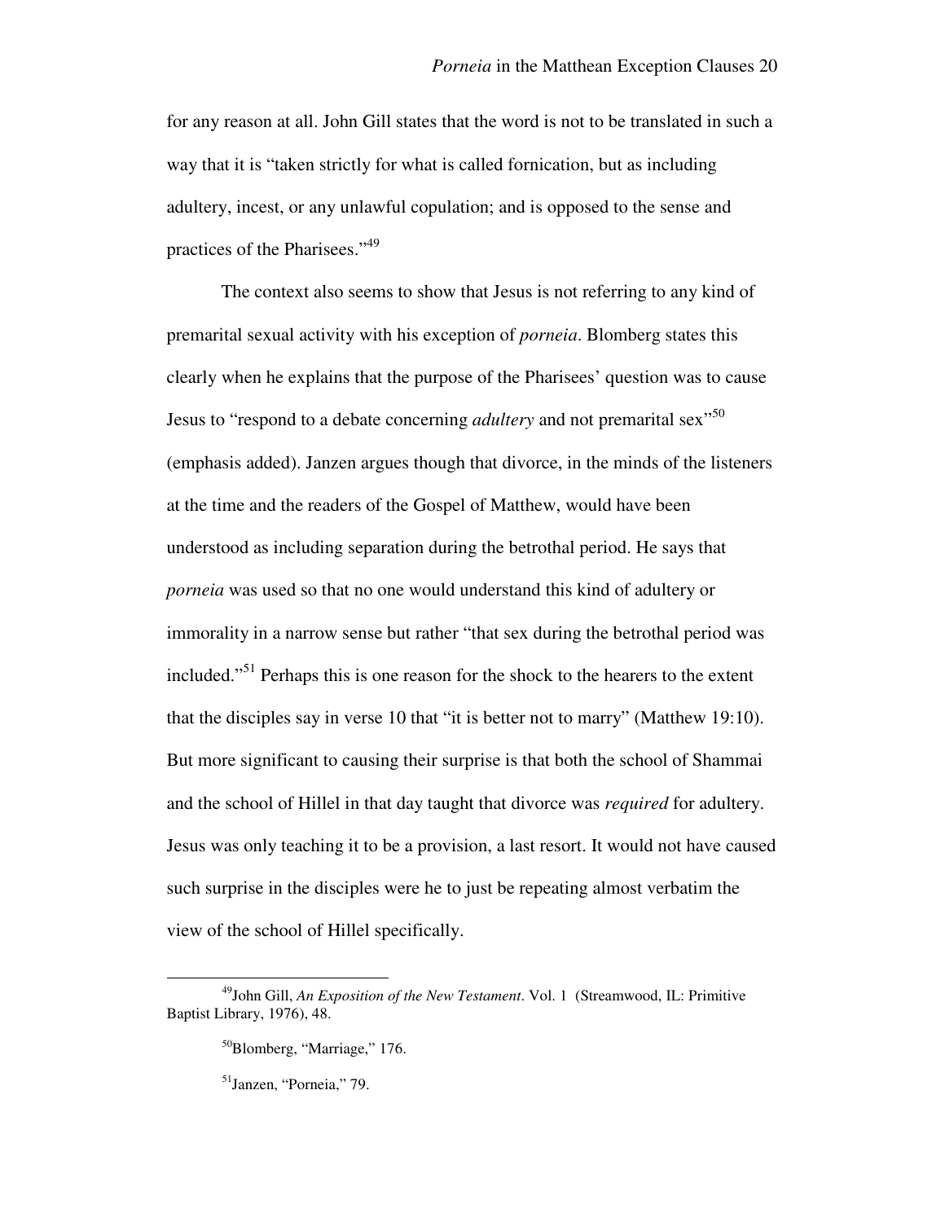for any reason at all. John Gill states that the word is not to be translated in such a way that it is "taken strictly for what is called fornication, but as including adultery, incest, or any unlawful copulation; and is opposed to the sense and practices of the Pharisees."[49]

The context also seems to show that Jesus is not referring to any kind of premarital sexual activity with his exception of *porneia*. Blomberg states this clearly when he explains that the purpose of the Pharisees' question was to cause Jesus to "respond to a debate concerning *adultery* and not premarital sex"[50] (emphasis added). Janzen argues though that divorce, in the minds of the listeners at the time and the readers of the Gospel of Matthew, would have been understood as including separation during the betrothal period. He says that *porneia* was used so that no one would understand this kind of adultery or immorality in a narrow sense but rather "that sex during the betrothal period was included."[51] Perhaps this is one reason for the shock to the hearers to the extent that the disciples say in verse 10 that "it is better not to marry" (Matthew 19:10). But more significant to causing their surprise is that both the school of Shammai and the school of Hillel in that day taught that divorce was *required* for adultery. Jesus was only teaching it to be a provision, a last resort. It would not have caused such surprise in the disciples were he to just be repeating almost verbatim the view of the school of Hillel specifically.

---

[49] John Gill, *An Exposition of the New Testament*. Vol. 1 (Streamwood, IL: Primitive Baptist Library, 1976), 48.

[50] Blomberg, "Marriage," 176.

[51] Janzen, "Porneia," 79.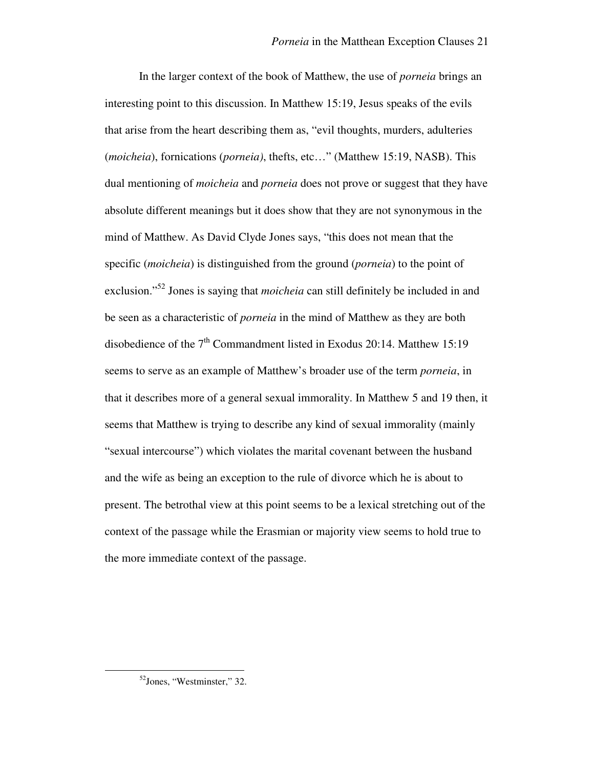In the larger context of the book of Matthew, the use of *porneia* brings an interesting point to this discussion. In Matthew 15:19, Jesus speaks of the evils that arise from the heart describing them as, "evil thoughts, murders, adulteries (*moicheia*), fornications (*porneia)*, thefts, etc…" (Matthew 15:19, NASB). This dual mentioning of *moicheia* and *porneia* does not prove or suggest that they have absolute different meanings but it does show that they are not synonymous in the mind of Matthew. As David Clyde Jones says, "this does not mean that the specific (*moicheia*) is distinguished from the ground (*porneia*) to the point of exclusion."[52] Jones is saying that *moicheia* can still definitely be included in and be seen as a characteristic of *porneia* in the mind of Matthew as they are both disobedience of the 7th Commandment listed in Exodus 20:14. Matthew 15:19 seems to serve as an example of Matthew's broader use of the term *porneia*, in that it describes more of a general sexual immorality. In Matthew 5 and 19 then, it seems that Matthew is trying to describe any kind of sexual immorality (mainly "sexual intercourse") which violates the marital covenant between the husband and the wife as being an exception to the rule of divorce which he is about to present. The betrothal view at this point seems to be a lexical stretching out of the context of the passage while the Erasmian or majority view seems to hold true to the more immediate context of the passage.

---

[52]Jones, "Westminster," 32.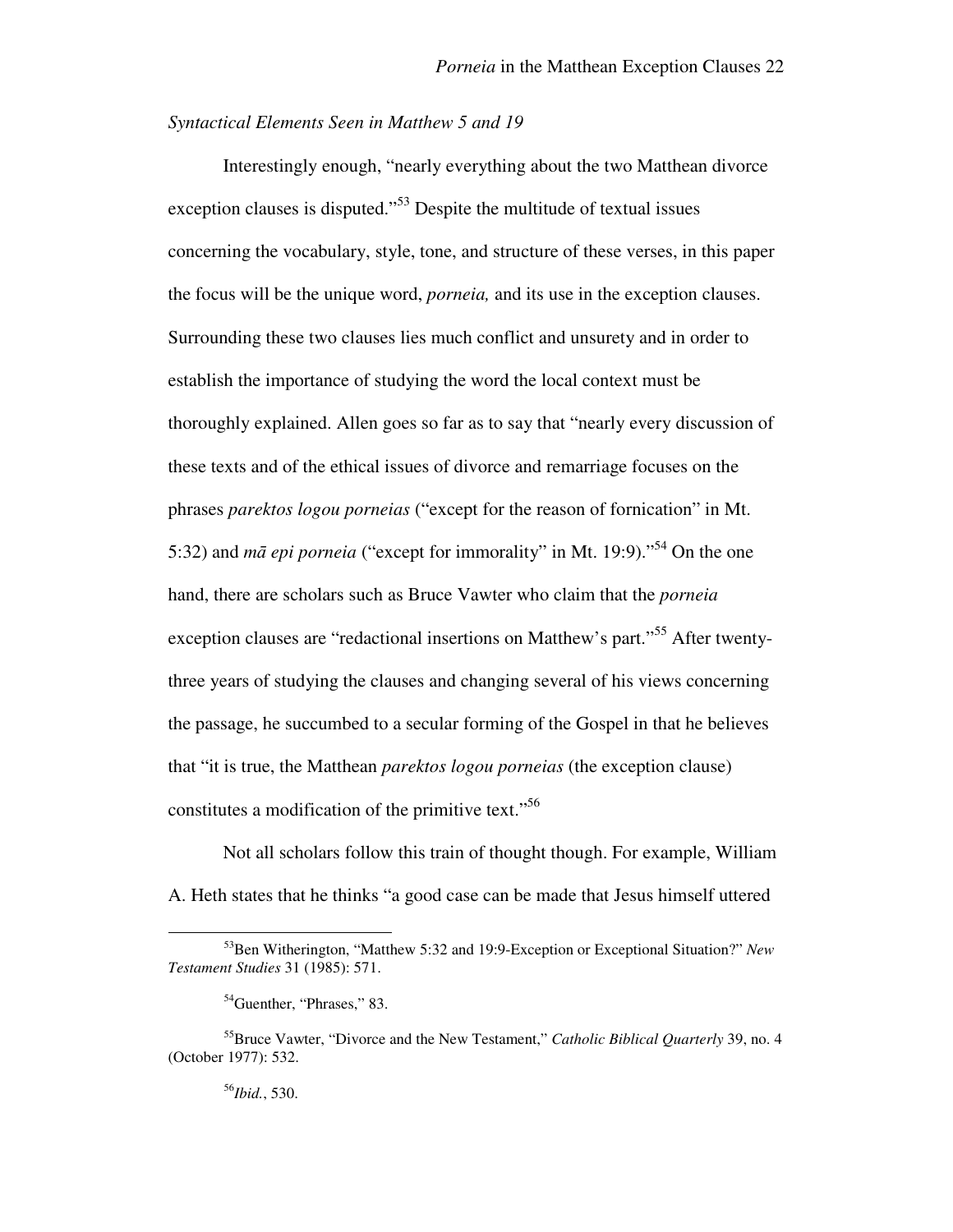*Syntactical Elements Seen in Matthew 5 and 19*

Interestingly enough, "nearly everything about the two Matthean divorce exception clauses is disputed."[53] Despite the multitude of textual issues concerning the vocabulary, style, tone, and structure of these verses, in this paper the focus will be the unique word, *porneia,* and its use in the exception clauses. Surrounding these two clauses lies much conflict and unsurety and in order to establish the importance of studying the word the local context must be thoroughly explained. Allen goes so far as to say that "nearly every discussion of these texts and of the ethical issues of divorce and remarriage focuses on the phrases *parektos logou porneias* ("except for the reason of fornication" in Mt. 5:32) and *mā epi porneia* ("except for immorality" in Mt. 19:9)."[54] On the one hand, there are scholars such as Bruce Vawter who claim that the *porneia* exception clauses are "redactional insertions on Matthew's part."[55] After twenty-three years of studying the clauses and changing several of his views concerning the passage, he succumbed to a secular forming of the Gospel in that he believes that "it is true, the Matthean *parektos logou porneias* (the exception clause) constitutes a modification of the primitive text."[56]

Not all scholars follow this train of thought though. For example, William A. Heth states that he thinks "a good case can be made that Jesus himself uttered

---

[53] Ben Witherington, "Matthew 5:32 and 19:9-Exception or Exceptional Situation?" *New Testament Studies* 31 (1985): 571.

[54] Guenther, "Phrases," 83.

[55] Bruce Vawter, "Divorce and the New Testament," *Catholic Biblical Quarterly* 39, no. 4 (October 1977): 532.

[56] *Ibid.*, 530.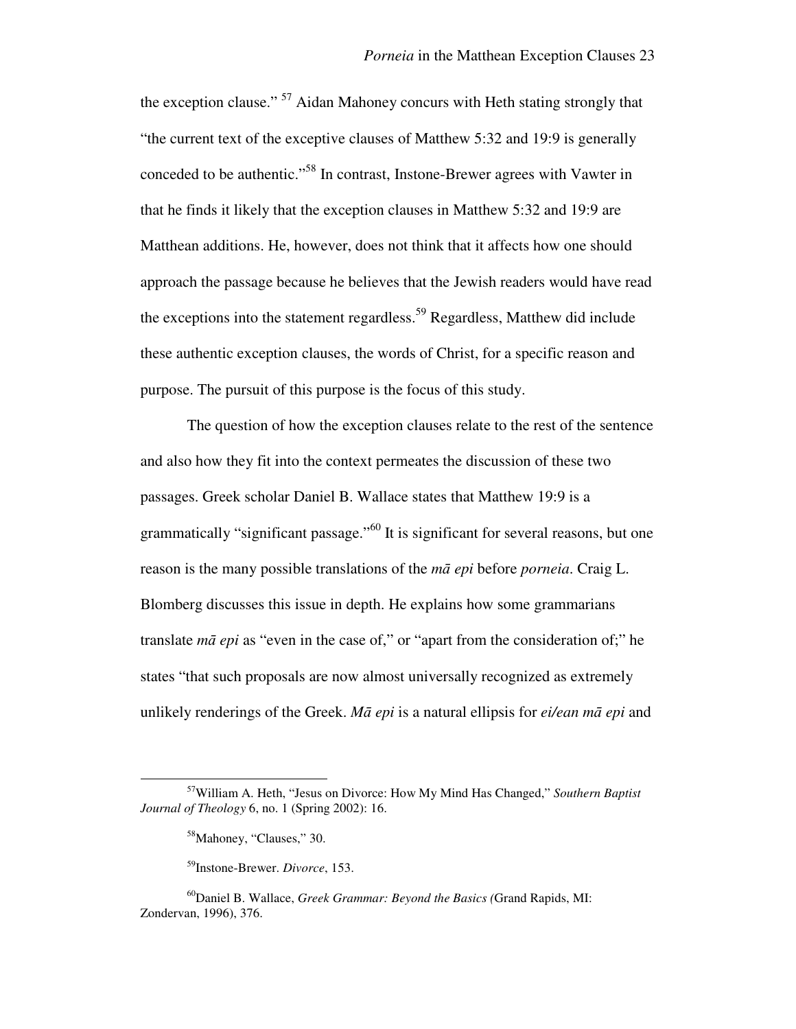the exception clause."[57] Aidan Mahoney concurs with Heth stating strongly that "the current text of the exceptive clauses of Matthew 5:32 and 19:9 is generally conceded to be authentic."[58] In contrast, Instone-Brewer agrees with Vawter in that he finds it likely that the exception clauses in Matthew 5:32 and 19:9 are Matthean additions. He, however, does not think that it affects how one should approach the passage because he believes that the Jewish readers would have read the exceptions into the statement regardless.[59] Regardless, Matthew did include these authentic exception clauses, the words of Christ, for a specific reason and purpose. The pursuit of this purpose is the focus of this study.

The question of how the exception clauses relate to the rest of the sentence and also how they fit into the context permeates the discussion of these two passages. Greek scholar Daniel B. Wallace states that Matthew 19:9 is a grammatically "significant passage."[60] It is significant for several reasons, but one reason is the many possible translations of the *mā epi* before *porneia*. Craig L. Blomberg discusses this issue in depth. He explains how some grammarians translate *mā epi* as "even in the case of," or "apart from the consideration of;" he states "that such proposals are now almost universally recognized as extremely unlikely renderings of the Greek. *Mā epi* is a natural ellipsis for *ei/ean mā epi* and

---

[57]William A. Heth, "Jesus on Divorce: How My Mind Has Changed," *Southern Baptist Journal of Theology* 6, no. 1 (Spring 2002): 16.

[58]Mahoney, "Clauses," 30.

[59]Instone-Brewer. *Divorce*, 153.

[60]Daniel B. Wallace, *Greek Grammar: Beyond the Basics (*Grand Rapids, MI: Zondervan, 1996), 376.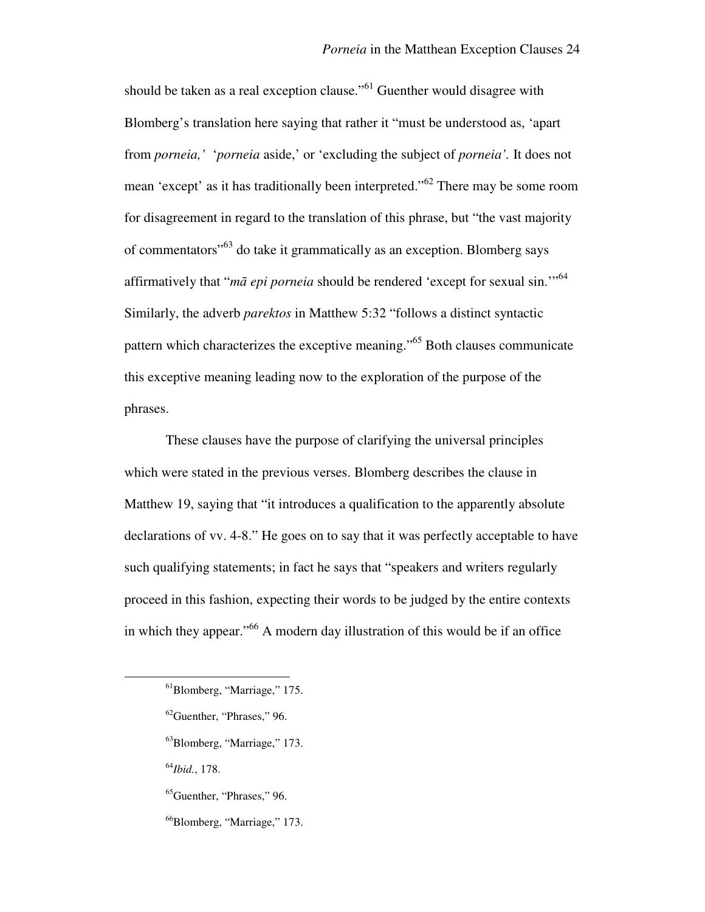should be taken as a real exception clause."[61] Guenther would disagree with Blomberg's translation here saying that rather it "must be understood as, 'apart from *porneia,*' '*porneia* aside,' or 'excluding the subject of *porneia'.* It does not mean 'except' as it has traditionally been interpreted."[62] There may be some room for disagreement in regard to the translation of this phrase, but "the vast majority of commentators"[63] do take it grammatically as an exception. Blomberg says affirmatively that "*mā epi porneia* should be rendered 'except for sexual sin.'"[64] Similarly, the adverb *parektos* in Matthew 5:32 "follows a distinct syntactic pattern which characterizes the exceptive meaning."[65] Both clauses communicate this exceptive meaning leading now to the exploration of the purpose of the phrases.

These clauses have the purpose of clarifying the universal principles which were stated in the previous verses. Blomberg describes the clause in Matthew 19, saying that "it introduces a qualification to the apparently absolute declarations of vv. 4-8." He goes on to say that it was perfectly acceptable to have such qualifying statements; in fact he says that "speakers and writers regularly proceed in this fashion, expecting their words to be judged by the entire contexts in which they appear."[66] A modern day illustration of this would be if an office

---

[61] Blomberg, "Marriage," 175.

[62] Guenther, "Phrases," 96.

[63] Blomberg, "Marriage," 173.

[64] *Ibid.*, 178.

[65] Guenther, "Phrases," 96.

[66] Blomberg, "Marriage," 173.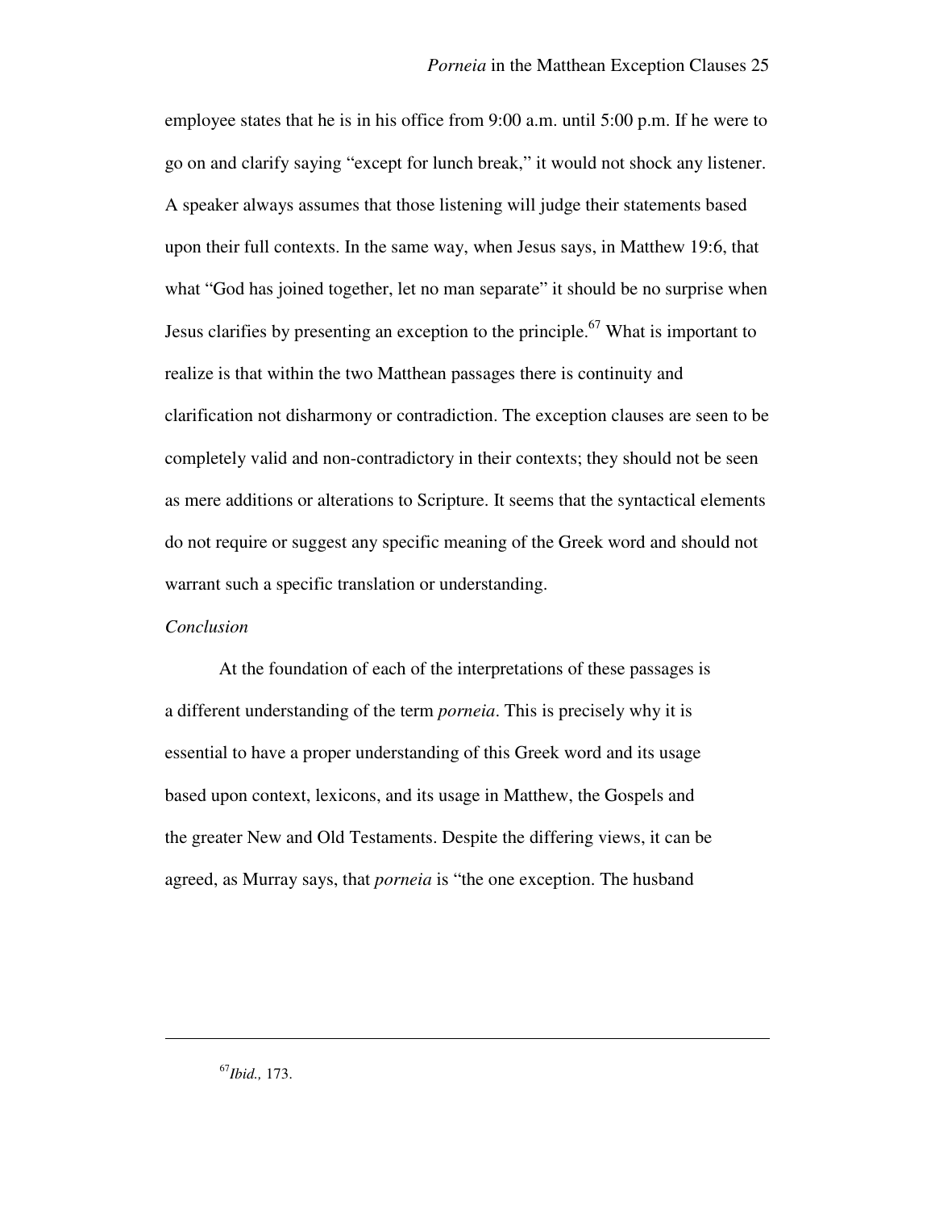employee states that he is in his office from 9:00 a.m. until 5:00 p.m. If he were to go on and clarify saying "except for lunch break," it would not shock any listener. A speaker always assumes that those listening will judge their statements based upon their full contexts. In the same way, when Jesus says, in Matthew 19:6, that what "God has joined together, let no man separate" it should be no surprise when Jesus clarifies by presenting an exception to the principle.[67] What is important to realize is that within the two Matthean passages there is continuity and clarification not disharmony or contradiction. The exception clauses are seen to be completely valid and non-contradictory in their contexts; they should not be seen as mere additions or alterations to Scripture. It seems that the syntactical elements do not require or suggest any specific meaning of the Greek word and should not warrant such a specific translation or understanding.

*Conclusion*

At the foundation of each of the interpretations of these passages is a different understanding of the term *porneia*. This is precisely why it is essential to have a proper understanding of this Greek word and its usage based upon context, lexicons, and its usage in Matthew, the Gospels and the greater New and Old Testaments. Despite the differing views, it can be agreed, as Murray says, that *porneia* is "the one exception. The husband

---

[67] *Ibid.,* 173.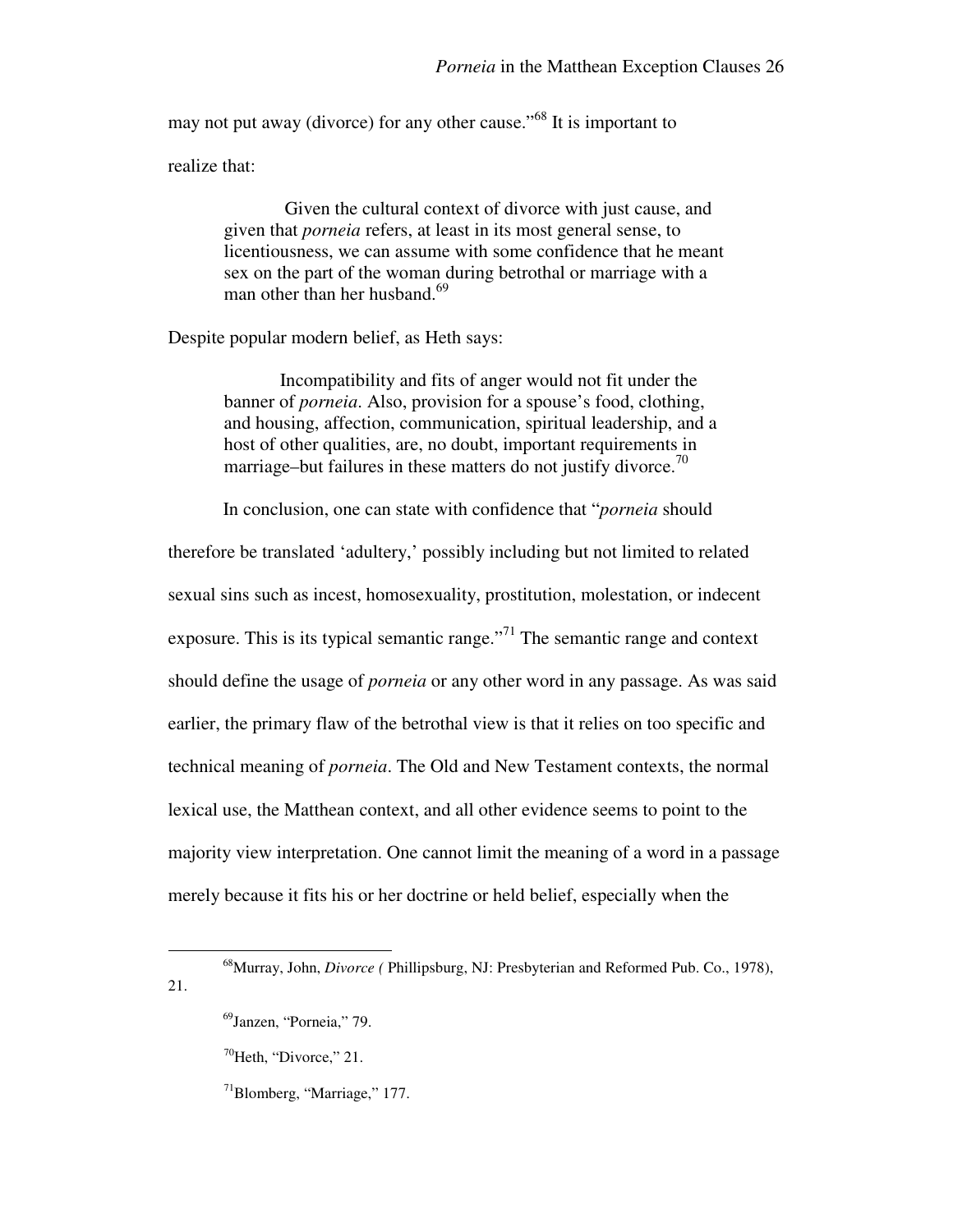may not put away (divorce) for any other cause."[68] It is important to realize that:

> Given the cultural context of divorce with just cause, and given that *porneia* refers, at least in its most general sense, to licentiousness, we can assume with some confidence that he meant sex on the part of the woman during betrothal or marriage with a man other than her husband.[69]

Despite popular modern belief, as Heth says:

> Incompatibility and fits of anger would not fit under the banner of *porneia*. Also, provision for a spouse's food, clothing, and housing, affection, communication, spiritual leadership, and a host of other qualities, are, no doubt, important requirements in marriage–but failures in these matters do not justify divorce.[70]

In conclusion, one can state with confidence that "*porneia* should therefore be translated 'adultery,' possibly including but not limited to related sexual sins such as incest, homosexuality, prostitution, molestation, or indecent exposure. This is its typical semantic range."[71] The semantic range and context should define the usage of *porneia* or any other word in any passage. As was said earlier, the primary flaw of the betrothal view is that it relies on too specific and technical meaning of *porneia*. The Old and New Testament contexts, the normal lexical use, the Matthean context, and all other evidence seems to point to the majority view interpretation. One cannot limit the meaning of a word in a passage merely because it fits his or her doctrine or held belief, especially when the

---

[68]Murray, John, *Divorce (* Phillipsburg, NJ: Presbyterian and Reformed Pub. Co., 1978), 21.

[69]Janzen, "Porneia," 79.

[70]Heth, "Divorce," 21.

[71]Blomberg, "Marriage," 177.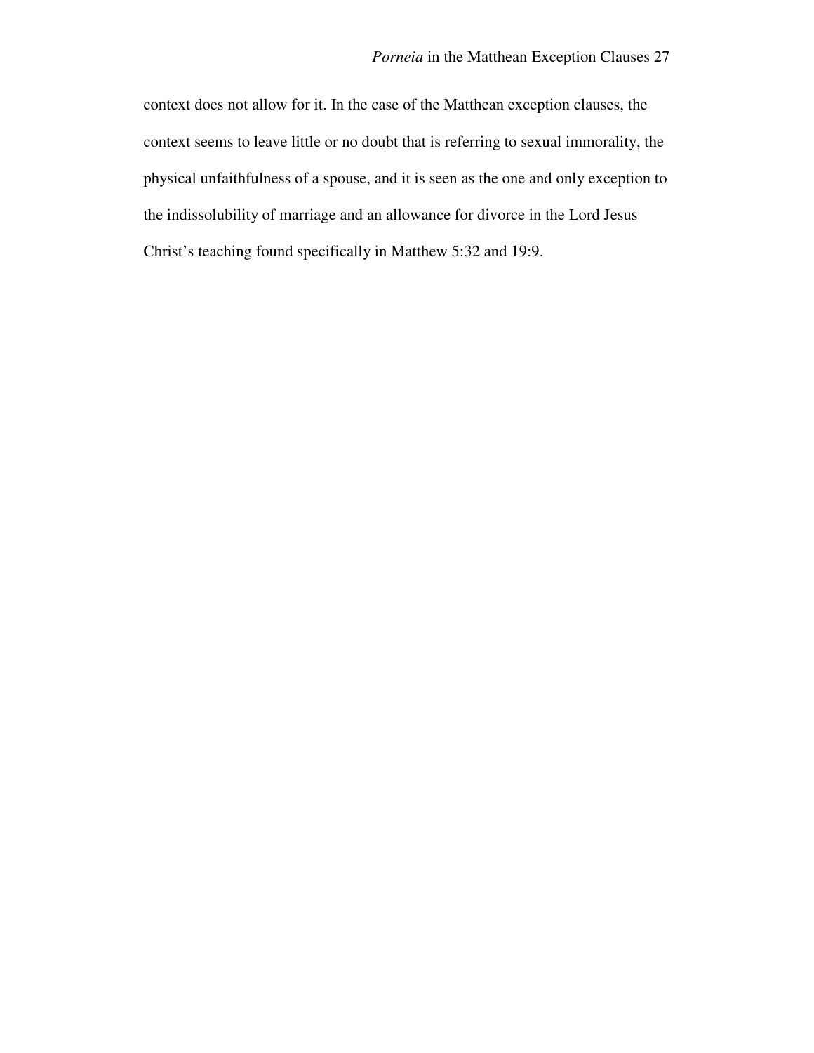context does not allow for it. In the case of the Matthean exception clauses, the context seems to leave little or no doubt that is referring to sexual immorality, the physical unfaithfulness of a spouse, and it is seen as the one and only exception to the indissolubility of marriage and an allowance for divorce in the Lord Jesus Christ's teaching found specifically in Matthew 5:32 and 19:9.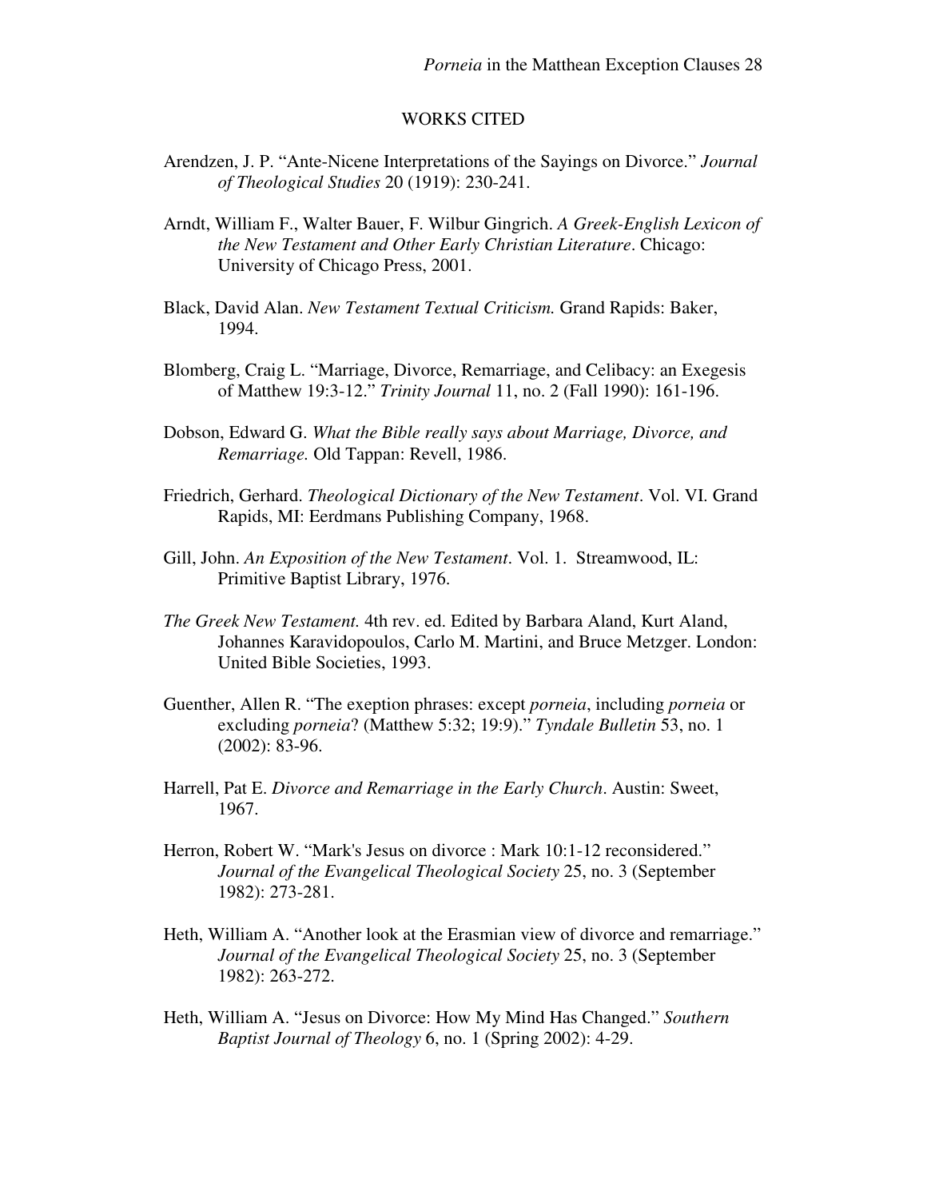## WORKS CITED

Arendzen, J. P. "Ante-Nicene Interpretations of the Sayings on Divorce." *Journal of Theological Studies* 20 (1919): 230-241.

Arndt, William F., Walter Bauer, F. Wilbur Gingrich. *A Greek-English Lexicon of the New Testament and Other Early Christian Literature*. Chicago: University of Chicago Press, 2001.

Black, David Alan. *New Testament Textual Criticism.* Grand Rapids: Baker, 1994.

Blomberg, Craig L. "Marriage, Divorce, Remarriage, and Celibacy: an Exegesis of Matthew 19:3-12." *Trinity Journal* 11, no. 2 (Fall 1990): 161-196.

Dobson, Edward G. *What the Bible really says about Marriage, Divorce, and Remarriage.* Old Tappan: Revell, 1986.

Friedrich, Gerhard. *Theological Dictionary of the New Testament*. Vol. VI. Grand Rapids, MI: Eerdmans Publishing Company, 1968.

Gill, John. *An Exposition of the New Testament*. Vol. 1. Streamwood, IL: Primitive Baptist Library, 1976.

*The Greek New Testament.* 4th rev. ed. Edited by Barbara Aland, Kurt Aland, Johannes Karavidopoulos, Carlo M. Martini, and Bruce Metzger. London: United Bible Societies, 1993.

Guenther, Allen R. "The exeption phrases: except *porneia*, including *porneia* or excluding *porneia*? (Matthew 5:32; 19:9)." *Tyndale Bulletin* 53, no. 1 (2002): 83-96.

Harrell, Pat E. *Divorce and Remarriage in the Early Church*. Austin: Sweet, 1967.

Herron, Robert W. "Mark's Jesus on divorce : Mark 10:1-12 reconsidered." *Journal of the Evangelical Theological Society* 25, no. 3 (September 1982): 273-281.

Heth, William A. "Another look at the Erasmian view of divorce and remarriage." *Journal of the Evangelical Theological Society* 25, no. 3 (September 1982): 263-272.

Heth, William A. "Jesus on Divorce: How My Mind Has Changed." *Southern Baptist Journal of Theology* 6, no. 1 (Spring 2002): 4-29.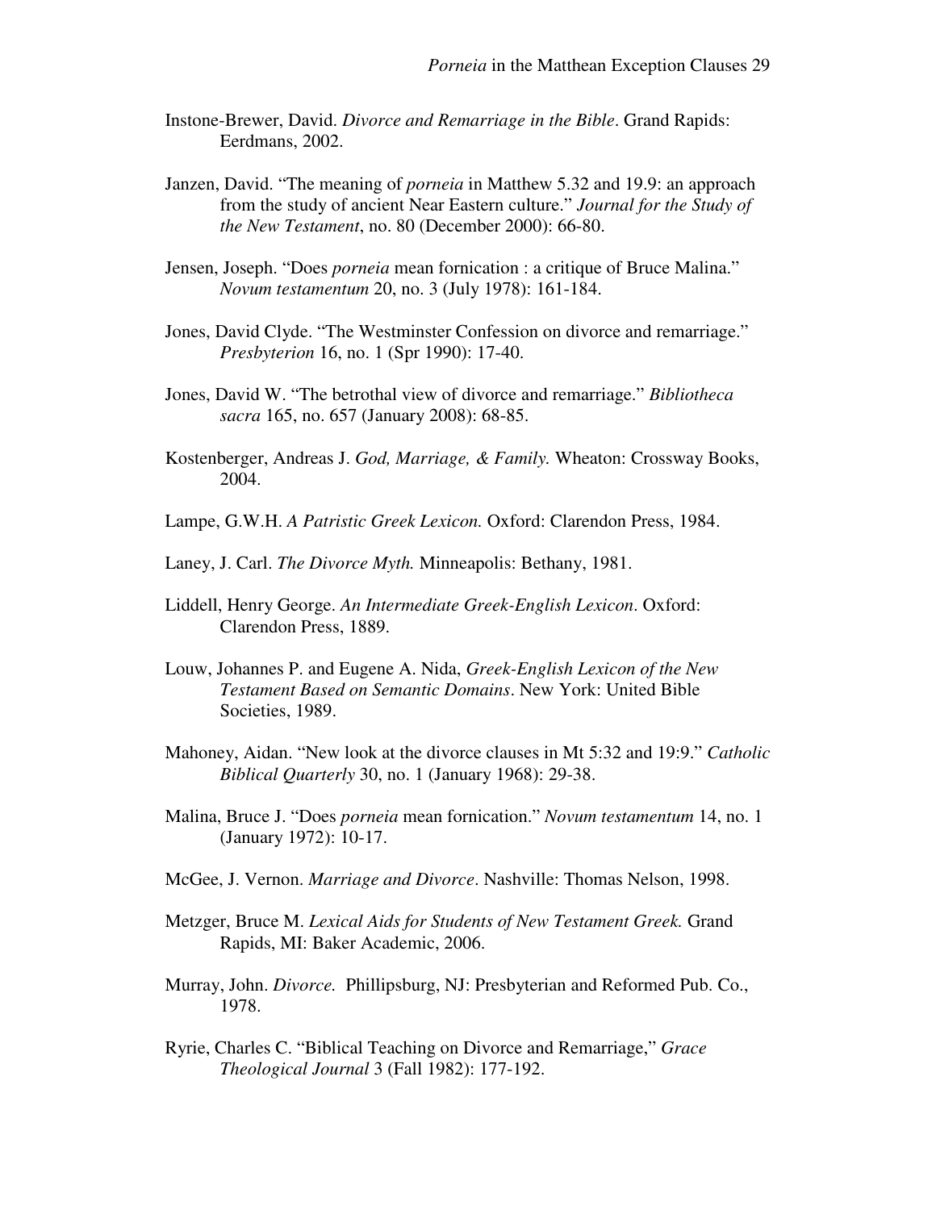Instone-Brewer, David. *Divorce and Remarriage in the Bible*. Grand Rapids: Eerdmans, 2002.

Janzen, David. "The meaning of *porneia* in Matthew 5.32 and 19.9: an approach from the study of ancient Near Eastern culture." *Journal for the Study of the New Testament*, no. 80 (December 2000): 66-80.

Jensen, Joseph. "Does *porneia* mean fornication : a critique of Bruce Malina." *Novum testamentum* 20, no. 3 (July 1978): 161-184.

Jones, David Clyde. "The Westminster Confession on divorce and remarriage." *Presbyterion* 16, no. 1 (Spr 1990): 17-40.

Jones, David W. "The betrothal view of divorce and remarriage." *Bibliotheca sacra* 165, no. 657 (January 2008): 68-85.

Kostenberger, Andreas J. *God, Marriage, & Family.* Wheaton: Crossway Books, 2004.

Lampe, G.W.H. *A Patristic Greek Lexicon.* Oxford: Clarendon Press, 1984.

Laney, J. Carl. *The Divorce Myth.* Minneapolis: Bethany, 1981.

Liddell, Henry George. *An Intermediate Greek-English Lexicon*. Oxford: Clarendon Press, 1889.

Louw, Johannes P. and Eugene A. Nida, *Greek-English Lexicon of the New Testament Based on Semantic Domains*. New York: United Bible Societies, 1989.

Mahoney, Aidan. "New look at the divorce clauses in Mt 5:32 and 19:9." *Catholic Biblical Quarterly* 30, no. 1 (January 1968): 29-38.

Malina, Bruce J. "Does *porneia* mean fornication." *Novum testamentum* 14, no. 1 (January 1972): 10-17.

McGee, J. Vernon. *Marriage and Divorce*. Nashville: Thomas Nelson, 1998.

Metzger, Bruce M. *Lexical Aids for Students of New Testament Greek.* Grand Rapids, MI: Baker Academic, 2006.

Murray, John. *Divorce.* Phillipsburg, NJ: Presbyterian and Reformed Pub. Co., 1978.

Ryrie, Charles C. "Biblical Teaching on Divorce and Remarriage," *Grace Theological Journal* 3 (Fall 1982): 177-192.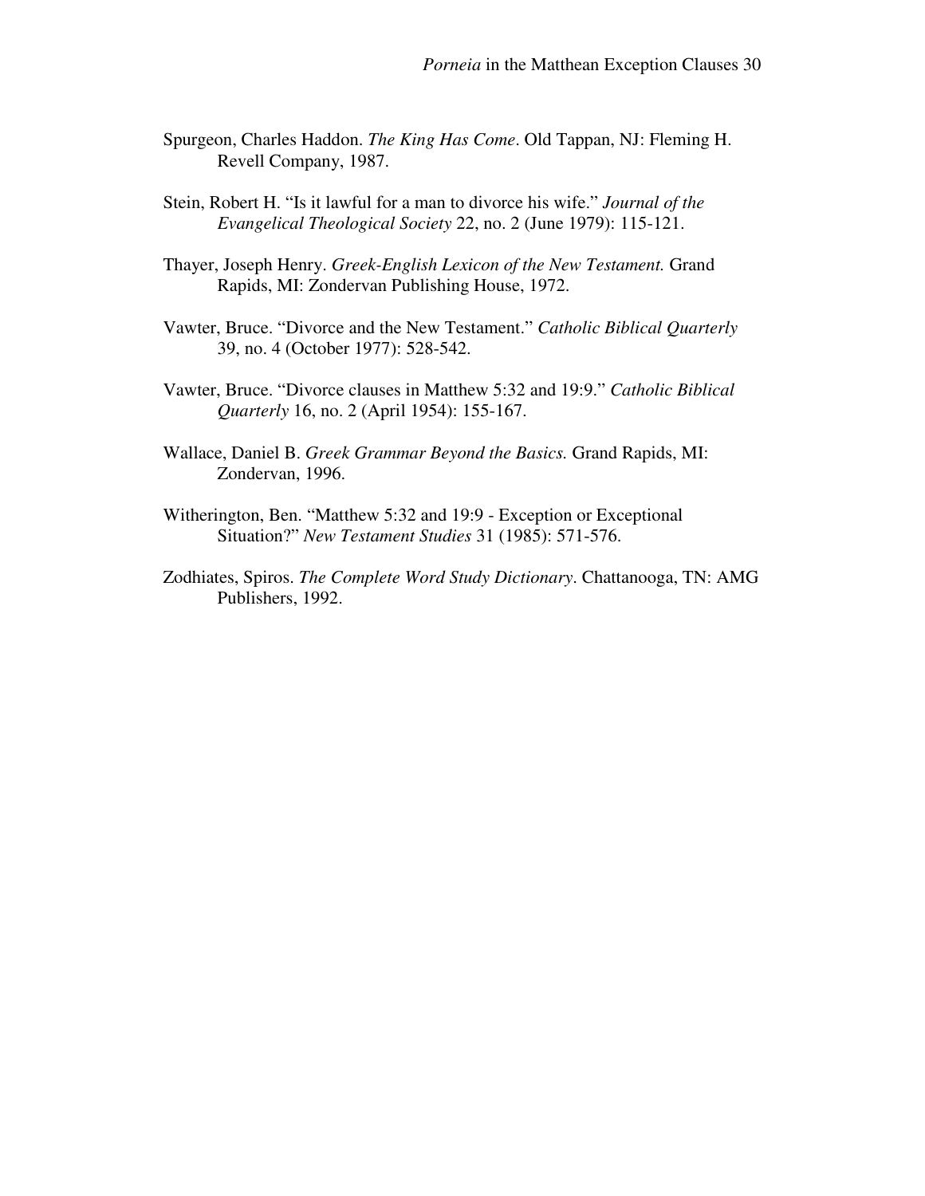Spurgeon, Charles Haddon. *The King Has Come*. Old Tappan, NJ: Fleming H. Revell Company, 1987.

Stein, Robert H. "Is it lawful for a man to divorce his wife." *Journal of the Evangelical Theological Society* 22, no. 2 (June 1979): 115-121.

Thayer, Joseph Henry. *Greek-English Lexicon of the New Testament.* Grand Rapids, MI: Zondervan Publishing House, 1972.

Vawter, Bruce. "Divorce and the New Testament." *Catholic Biblical Quarterly* 39, no. 4 (October 1977): 528-542.

Vawter, Bruce. "Divorce clauses in Matthew 5:32 and 19:9." *Catholic Biblical Quarterly* 16, no. 2 (April 1954): 155-167.

Wallace, Daniel B. *Greek Grammar Beyond the Basics.* Grand Rapids, MI: Zondervan, 1996.

Witherington, Ben. "Matthew 5:32 and 19:9 - Exception or Exceptional Situation?" *New Testament Studies* 31 (1985): 571-576.

Zodhiates, Spiros. *The Complete Word Study Dictionary*. Chattanooga, TN: AMG Publishers, 1992.